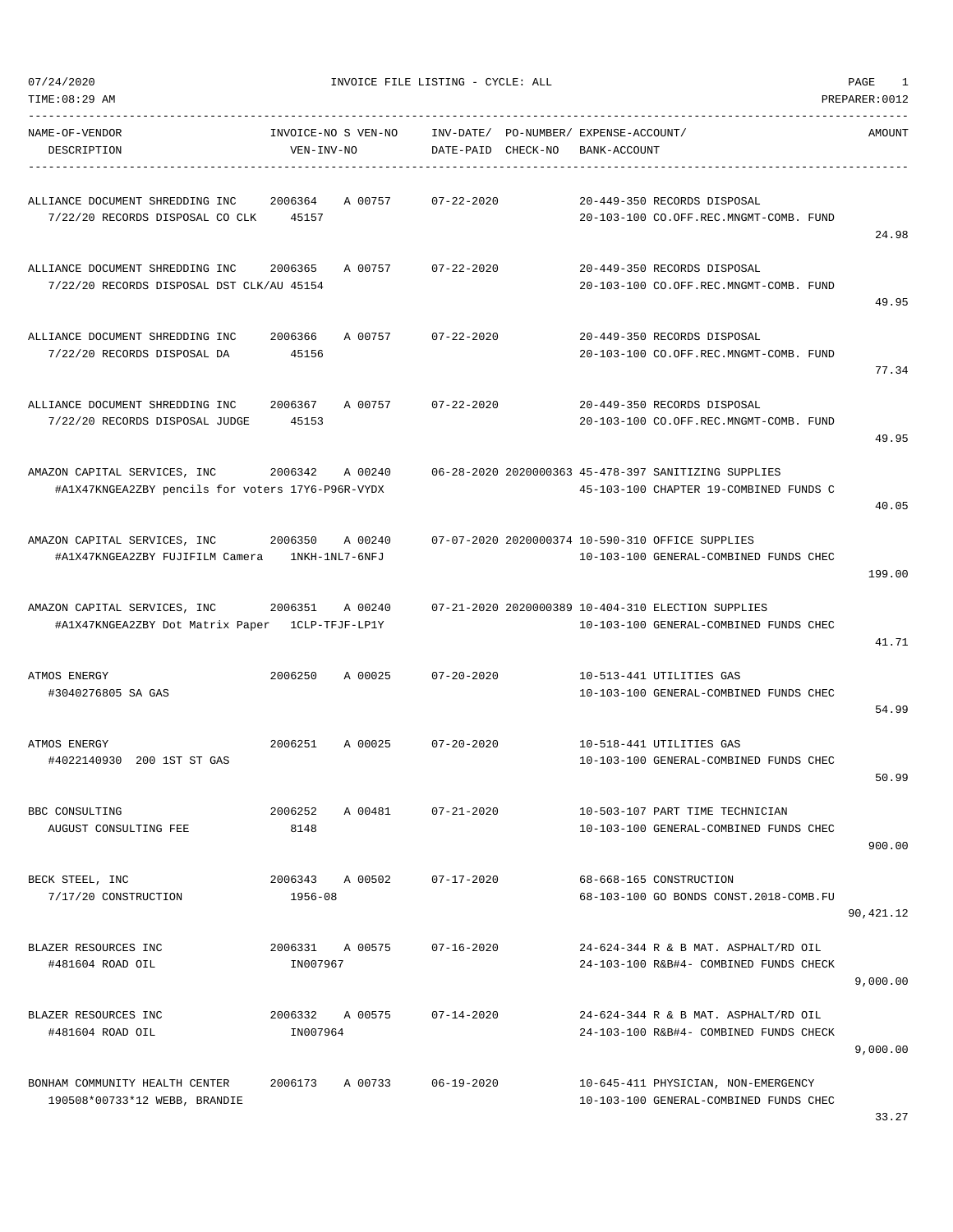07/24/2020 INVOICE FILE LISTING - CYCLE: ALL

TIME:08:29 AM PREPARER:0012

| NAME-OF-VENDOR / DESCRIPTION | INVOICE-NO S VEN-NO / VEN-INV-NO | INV-DATE/ DATE-PAID | PO-NUMBER/ CHECK-NO | EXPENSE-ACCOUNT/ BANK-ACCOUNT | AMOUNT |
|---|---|---|---|---|---|
| ALLIANCE DOCUMENT SHREDDING INC<br>7/22/20 RECORDS DISPOSAL CO CLK | 2006364 A 00757<br>45157 | 07-22-2020 | | 20-449-350 RECORDS DISPOSAL<br>20-103-100 CO.OFF.REC.MNGMT-COMB. FUND | 24.98 |
| ALLIANCE DOCUMENT SHREDDING INC<br>7/22/20 RECORDS DISPOSAL DST CLK/AU | 2006365 A 00757<br>45154 | 07-22-2020 | | 20-449-350 RECORDS DISPOSAL<br>20-103-100 CO.OFF.REC.MNGMT-COMB. FUND | 49.95 |
| ALLIANCE DOCUMENT SHREDDING INC<br>7/22/20 RECORDS DISPOSAL DA | 2006366 A 00757<br>45156 | 07-22-2020 | | 20-449-350 RECORDS DISPOSAL<br>20-103-100 CO.OFF.REC.MNGMT-COMB. FUND | 77.34 |
| ALLIANCE DOCUMENT SHREDDING INC<br>7/22/20 RECORDS DISPOSAL JUDGE | 2006367 A 00757<br>45153 | 07-22-2020 | | 20-449-350 RECORDS DISPOSAL<br>20-103-100 CO.OFF.REC.MNGMT-COMB. FUND | 49.95 |
| AMAZON CAPITAL SERVICES, INC<br>#A1X47KNGEA2ZBY pencils for voters | 2006342 A 00240<br>17Y6-P96R-VYDX | 06-28-2020 | 2020000363 | 45-478-397 SANITIZING SUPPLIES<br>45-103-100 CHAPTER 19-COMBINED FUNDS C | 40.05 |
| AMAZON CAPITAL SERVICES, INC<br>#A1X47KNGEA2ZBY FUJIFILM Camera | 2006350 A 00240<br>1NKH-1NL7-6NFJ | 07-07-2020 | 2020000374 | 10-590-310 OFFICE SUPPLIES<br>10-103-100 GENERAL-COMBINED FUNDS CHEC | 199.00 |
| AMAZON CAPITAL SERVICES, INC<br>#A1X47KNGEA2ZBY Dot Matrix Paper | 2006351 A 00240<br>1CLP-TFJF-LP1Y | 07-21-2020 | 2020000389 | 10-404-310 ELECTION SUPPLIES<br>10-103-100 GENERAL-COMBINED FUNDS CHEC | 41.71 |
| ATMOS ENERGY<br>#3040276805 SA GAS | 2006250 A 00025 | 07-20-2020 | | 10-513-441 UTILITIES GAS<br>10-103-100 GENERAL-COMBINED FUNDS CHEC | 54.99 |
| ATMOS ENERGY<br>#4022140930 200 1ST ST GAS | 2006251 A 00025 | 07-20-2020 | | 10-518-441 UTILITIES GAS<br>10-103-100 GENERAL-COMBINED FUNDS CHEC | 50.99 |
| BBC CONSULTING<br>AUGUST CONSULTING FEE | 2006252 A 00481<br>8148 | 07-21-2020 | | 10-503-107 PART TIME TECHNICIAN<br>10-103-100 GENERAL-COMBINED FUNDS CHEC | 900.00 |
| BECK STEEL, INC<br>7/17/20 CONSTRUCTION | 2006343 A 00502<br>1956-08 | 07-17-2020 | | 68-668-165 CONSTRUCTION<br>68-103-100 GO BONDS CONST.2018-COMB.FU | 90,421.12 |
| BLAZER RESOURCES INC<br>#481604 ROAD OIL | 2006331 A 00575<br>IN007967 | 07-16-2020 | | 24-624-344 R & B MAT. ASPHALT/RD OIL<br>24-103-100 R&B#4- COMBINED FUNDS CHECK | 9,000.00 |
| BLAZER RESOURCES INC<br>#481604 ROAD OIL | 2006332 A 00575<br>IN007964 | 07-14-2020 | | 24-624-344 R & B MAT. ASPHALT/RD OIL<br>24-103-100 R&B#4- COMBINED FUNDS CHECK | 9,000.00 |
| BONHAM COMMUNITY HEALTH CENTER<br>190508*00733*12 WEBB, BRANDIE | 2006173 A 00733 | 06-19-2020 | | 10-645-411 PHYSICIAN, NON-EMERGENCY<br>10-103-100 GENERAL-COMBINED FUNDS CHEC | 33.27 |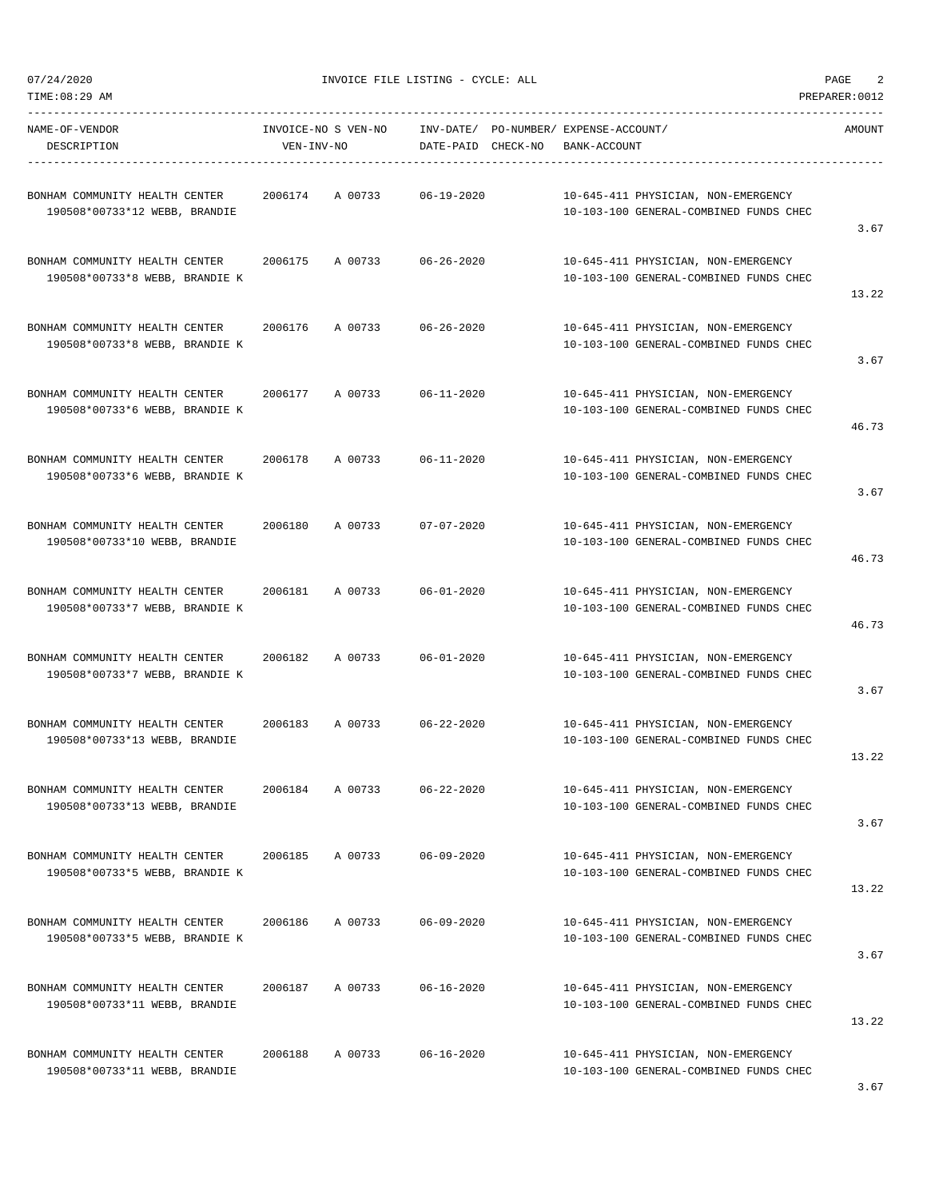07/24/2020 INVOICE FILE LISTING - CYCLE: ALL

TIME:08:29 AM PREPARER:0012

| NAME-OF-VENDOR / DESCRIPTION | INVOICE-NO | S VEN-NO / VEN-INV-NO | INV-DATE/ DATE-PAID | PO-NUMBER/ CHECK-NO | EXPENSE-ACCOUNT/ BANK-ACCOUNT | AMOUNT |
|---|---|---|---|---|---|---|
| BONHAM COMMUNITY HEALTH CENTER<br>190508*00733*12 WEBB, BRANDIE | 2006174 | A 00733 | 06-19-2020 | | 10-645-411 PHYSICIAN, NON-EMERGENCY<br>10-103-100 GENERAL-COMBINED FUNDS CHEC | 3.67 |
| BONHAM COMMUNITY HEALTH CENTER<br>190508*00733*8 WEBB, BRANDIE K | 2006175 | A 00733 | 06-26-2020 | | 10-645-411 PHYSICIAN, NON-EMERGENCY<br>10-103-100 GENERAL-COMBINED FUNDS CHEC | 13.22 |
| BONHAM COMMUNITY HEALTH CENTER<br>190508*00733*8 WEBB, BRANDIE K | 2006176 | A 00733 | 06-26-2020 | | 10-645-411 PHYSICIAN, NON-EMERGENCY<br>10-103-100 GENERAL-COMBINED FUNDS CHEC | 3.67 |
| BONHAM COMMUNITY HEALTH CENTER<br>190508*00733*6 WEBB, BRANDIE K | 2006177 | A 00733 | 06-11-2020 | | 10-645-411 PHYSICIAN, NON-EMERGENCY<br>10-103-100 GENERAL-COMBINED FUNDS CHEC | 46.73 |
| BONHAM COMMUNITY HEALTH CENTER<br>190508*00733*6 WEBB, BRANDIE K | 2006178 | A 00733 | 06-11-2020 | | 10-645-411 PHYSICIAN, NON-EMERGENCY<br>10-103-100 GENERAL-COMBINED FUNDS CHEC | 3.67 |
| BONHAM COMMUNITY HEALTH CENTER<br>190508*00733*10 WEBB, BRANDIE | 2006180 | A 00733 | 07-07-2020 | | 10-645-411 PHYSICIAN, NON-EMERGENCY<br>10-103-100 GENERAL-COMBINED FUNDS CHEC | 46.73 |
| BONHAM COMMUNITY HEALTH CENTER<br>190508*00733*7 WEBB, BRANDIE K | 2006181 | A 00733 | 06-01-2020 | | 10-645-411 PHYSICIAN, NON-EMERGENCY<br>10-103-100 GENERAL-COMBINED FUNDS CHEC | 46.73 |
| BONHAM COMMUNITY HEALTH CENTER<br>190508*00733*7 WEBB, BRANDIE K | 2006182 | A 00733 | 06-01-2020 | | 10-645-411 PHYSICIAN, NON-EMERGENCY<br>10-103-100 GENERAL-COMBINED FUNDS CHEC | 3.67 |
| BONHAM COMMUNITY HEALTH CENTER<br>190508*00733*13 WEBB, BRANDIE | 2006183 | A 00733 | 06-22-2020 | | 10-645-411 PHYSICIAN, NON-EMERGENCY<br>10-103-100 GENERAL-COMBINED FUNDS CHEC | 13.22 |
| BONHAM COMMUNITY HEALTH CENTER<br>190508*00733*13 WEBB, BRANDIE | 2006184 | A 00733 | 06-22-2020 | | 10-645-411 PHYSICIAN, NON-EMERGENCY<br>10-103-100 GENERAL-COMBINED FUNDS CHEC | 3.67 |
| BONHAM COMMUNITY HEALTH CENTER<br>190508*00733*5 WEBB, BRANDIE K | 2006185 | A 00733 | 06-09-2020 | | 10-645-411 PHYSICIAN, NON-EMERGENCY<br>10-103-100 GENERAL-COMBINED FUNDS CHEC | 13.22 |
| BONHAM COMMUNITY HEALTH CENTER<br>190508*00733*5 WEBB, BRANDIE K | 2006186 | A 00733 | 06-09-2020 | | 10-645-411 PHYSICIAN, NON-EMERGENCY<br>10-103-100 GENERAL-COMBINED FUNDS CHEC | 3.67 |
| BONHAM COMMUNITY HEALTH CENTER<br>190508*00733*11 WEBB, BRANDIE | 2006187 | A 00733 | 06-16-2020 | | 10-645-411 PHYSICIAN, NON-EMERGENCY<br>10-103-100 GENERAL-COMBINED FUNDS CHEC | 13.22 |
| BONHAM COMMUNITY HEALTH CENTER<br>190508*00733*11 WEBB, BRANDIE | 2006188 | A 00733 | 06-16-2020 | | 10-645-411 PHYSICIAN, NON-EMERGENCY<br>10-103-100 GENERAL-COMBINED FUNDS CHEC | 3.67 |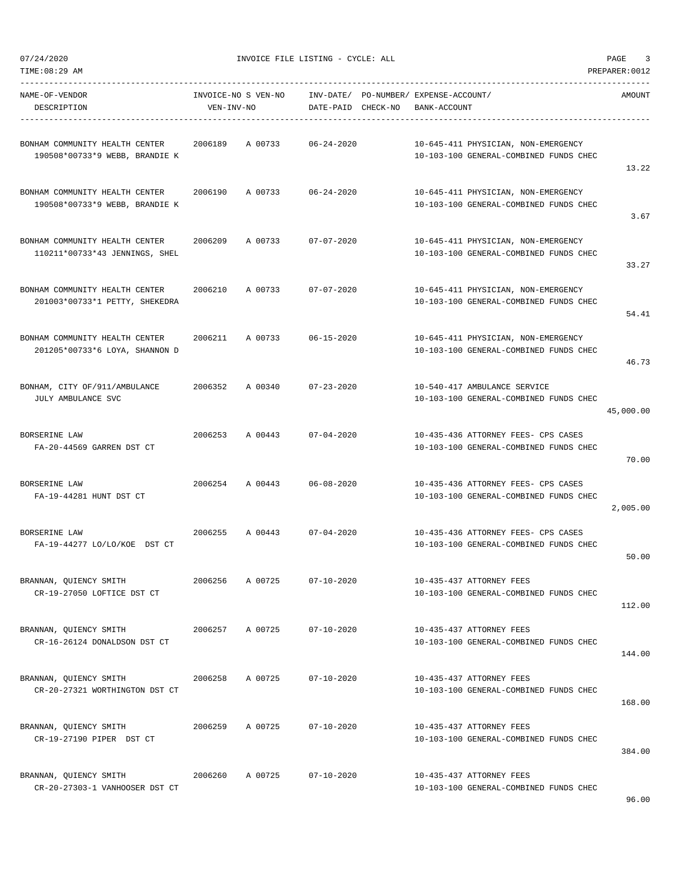| NAME-OF-VENDOR<br>DESCRIPTION | INVOICE-NO S VEN-NO<br>VEN-INV-NO | INV-DATE/ PO-NUMBER/<br>DATE-PAID CHECK-NO | EXPENSE-ACCOUNT/<br>BANK-ACCOUNT | AMOUNT |
|---|---|---|---|---|
| BONHAM COMMUNITY HEALTH CENTER<br>190508*00733*9 WEBB, BRANDIE K | 2006189 A 00733 | 06-24-2020 | 10-645-411 PHYSICIAN, NON-EMERGENCY<br>10-103-100 GENERAL-COMBINED FUNDS CHEC | 13.22 |
| BONHAM COMMUNITY HEALTH CENTER<br>190508*00733*9 WEBB, BRANDIE K | 2006190 A 00733 | 06-24-2020 | 10-645-411 PHYSICIAN, NON-EMERGENCY<br>10-103-100 GENERAL-COMBINED FUNDS CHEC | 3.67 |
| BONHAM COMMUNITY HEALTH CENTER<br>110211*00733*43 JENNINGS, SHEL | 2006209 A 00733 | 07-07-2020 | 10-645-411 PHYSICIAN, NON-EMERGENCY<br>10-103-100 GENERAL-COMBINED FUNDS CHEC | 33.27 |
| BONHAM COMMUNITY HEALTH CENTER<br>201003*00733*1 PETTY, SHEKEDRA | 2006210 A 00733 | 07-07-2020 | 10-645-411 PHYSICIAN, NON-EMERGENCY<br>10-103-100 GENERAL-COMBINED FUNDS CHEC | 54.41 |
| BONHAM COMMUNITY HEALTH CENTER<br>201205*00733*6 LOYA, SHANNON D | 2006211 A 00733 | 06-15-2020 | 10-645-411 PHYSICIAN, NON-EMERGENCY<br>10-103-100 GENERAL-COMBINED FUNDS CHEC | 46.73 |
| BONHAM, CITY OF/911/AMBULANCE<br>JULY AMBULANCE SVC | 2006352 A 00340 | 07-23-2020 | 10-540-417 AMBULANCE SERVICE<br>10-103-100 GENERAL-COMBINED FUNDS CHEC | 45,000.00 |
| BORSERINE LAW<br>FA-20-44569 GARREN DST CT | 2006253 A 00443 | 07-04-2020 | 10-435-436 ATTORNEY FEES- CPS CASES<br>10-103-100 GENERAL-COMBINED FUNDS CHEC | 70.00 |
| BORSERINE LAW<br>FA-19-44281 HUNT DST CT | 2006254 A 00443 | 06-08-2020 | 10-435-436 ATTORNEY FEES- CPS CASES<br>10-103-100 GENERAL-COMBINED FUNDS CHEC | 2,005.00 |
| BORSERINE LAW<br>FA-19-44277 LO/LO/KOE DST CT | 2006255 A 00443 | 07-04-2020 | 10-435-436 ATTORNEY FEES- CPS CASES<br>10-103-100 GENERAL-COMBINED FUNDS CHEC | 50.00 |
| BRANNAN, QUIENCY SMITH<br>CR-19-27050 LOFTICE DST CT | 2006256 A 00725 | 07-10-2020 | 10-435-437 ATTORNEY FEES<br>10-103-100 GENERAL-COMBINED FUNDS CHEC | 112.00 |
| BRANNAN, QUIENCY SMITH<br>CR-16-26124 DONALDSON DST CT | 2006257 A 00725 | 07-10-2020 | 10-435-437 ATTORNEY FEES<br>10-103-100 GENERAL-COMBINED FUNDS CHEC | 144.00 |
| BRANNAN, QUIENCY SMITH<br>CR-20-27321 WORTHINGTON DST CT | 2006258 A 00725 | 07-10-2020 | 10-435-437 ATTORNEY FEES<br>10-103-100 GENERAL-COMBINED FUNDS CHEC | 168.00 |
| BRANNAN, QUIENCY SMITH<br>CR-19-27190 PIPER DST CT | 2006259 A 00725 | 07-10-2020 | 10-435-437 ATTORNEY FEES<br>10-103-100 GENERAL-COMBINED FUNDS CHEC | 384.00 |
| BRANNAN, QUIENCY SMITH<br>CR-20-27303-1 VANHOOSER DST CT | 2006260 A 00725 | 07-10-2020 | 10-435-437 ATTORNEY FEES<br>10-103-100 GENERAL-COMBINED FUNDS CHEC | 96.00 |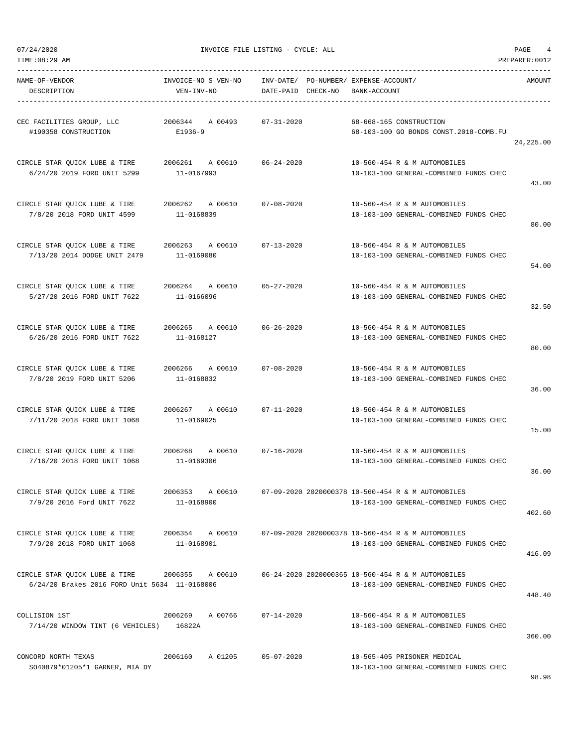07/24/2020 INVOICE FILE LISTING - CYCLE: ALL

TIME:08:29 AM PREPARER:0012

| NAME-OF-VENDOR / DESCRIPTION | INVOICE-NO S VEN-NO / VEN-INV-NO | INV-DATE/ DATE-PAID | PO-NUMBER/ CHECK-NO | EXPENSE-ACCOUNT/ BANK-ACCOUNT | AMOUNT |
|---|---|---|---|---|---|
| CEC FACILITIES GROUP, LLC<br>#190358 CONSTRUCTION | 2006344 A 00493<br>E1936-9 | 07-31-2020 | | 68-668-165 CONSTRUCTION<br>68-103-100 GO BONDS CONST.2018-COMB.FU | 24,225.00 |
| CIRCLE STAR QUICK LUBE & TIRE<br>6/24/20 2019 FORD UNIT 5299 | 2006261 A 00610<br>11-0167993 | 06-24-2020 | | 10-560-454 R & M AUTOMOBILES<br>10-103-100 GENERAL-COMBINED FUNDS CHEC | 43.00 |
| CIRCLE STAR QUICK LUBE & TIRE<br>7/8/20 2018 FORD UNIT 4599 | 2006262 A 00610<br>11-0168839 | 07-08-2020 | | 10-560-454 R & M AUTOMOBILES<br>10-103-100 GENERAL-COMBINED FUNDS CHEC | 80.00 |
| CIRCLE STAR QUICK LUBE & TIRE<br>7/13/20 2014 DODGE UNIT 2479 | 2006263 A 00610<br>11-0169080 | 07-13-2020 | | 10-560-454 R & M AUTOMOBILES<br>10-103-100 GENERAL-COMBINED FUNDS CHEC | 54.00 |
| CIRCLE STAR QUICK LUBE & TIRE<br>5/27/20 2016 FORD UNIT 7622 | 2006264 A 00610<br>11-0166096 | 05-27-2020 | | 10-560-454 R & M AUTOMOBILES<br>10-103-100 GENERAL-COMBINED FUNDS CHEC | 32.50 |
| CIRCLE STAR QUICK LUBE & TIRE<br>6/26/20 2016 FORD UNIT 7622 | 2006265 A 00610<br>11-0168127 | 06-26-2020 | | 10-560-454 R & M AUTOMOBILES<br>10-103-100 GENERAL-COMBINED FUNDS CHEC | 80.00 |
| CIRCLE STAR QUICK LUBE & TIRE<br>7/8/20 2019 FORD UNIT 5206 | 2006266 A 00610<br>11-0168832 | 07-08-2020 | | 10-560-454 R & M AUTOMOBILES<br>10-103-100 GENERAL-COMBINED FUNDS CHEC | 36.00 |
| CIRCLE STAR QUICK LUBE & TIRE<br>7/11/20 2018 FORD UNIT 1068 | 2006267 A 00610<br>11-0169025 | 07-11-2020 | | 10-560-454 R & M AUTOMOBILES<br>10-103-100 GENERAL-COMBINED FUNDS CHEC | 15.00 |
| CIRCLE STAR QUICK LUBE & TIRE<br>7/16/20 2018 FORD UNIT 1068 | 2006268 A 00610<br>11-0169306 | 07-16-2020 | | 10-560-454 R & M AUTOMOBILES<br>10-103-100 GENERAL-COMBINED FUNDS CHEC | 36.00 |
| CIRCLE STAR QUICK LUBE & TIRE<br>7/9/20 2016 Ford UNIT 7622 | 2006353 A 00610<br>11-0168900 | 07-09-2020 | 2020000378 | 10-560-454 R & M AUTOMOBILES<br>10-103-100 GENERAL-COMBINED FUNDS CHEC | 402.60 |
| CIRCLE STAR QUICK LUBE & TIRE<br>7/9/20 2018 FORD UNIT 1068 | 2006354 A 00610<br>11-0168901 | 07-09-2020 | 2020000378 | 10-560-454 R & M AUTOMOBILES<br>10-103-100 GENERAL-COMBINED FUNDS CHEC | 416.09 |
| CIRCLE STAR QUICK LUBE & TIRE<br>6/24/20 Brakes 2016 FORD Unit 5634 | 2006355 A 00610<br>11-0168006 | 06-24-2020 | 2020000365 | 10-560-454 R & M AUTOMOBILES<br>10-103-100 GENERAL-COMBINED FUNDS CHEC | 448.40 |
| COLLISION 1ST<br>7/14/20 WINDOW TINT (6 VEHICLES) | 2006269 A 00766<br>16822A | 07-14-2020 | | 10-560-454 R & M AUTOMOBILES<br>10-103-100 GENERAL-COMBINED FUNDS CHEC | 360.00 |
| CONCORD NORTH TEXAS<br>SO40879*01205*1 GARNER, MIA DY | 2006160 A 01205 | 05-07-2020 | | 10-565-405 PRISONER MEDICAL<br>10-103-100 GENERAL-COMBINED FUNDS CHEC | 98.98 |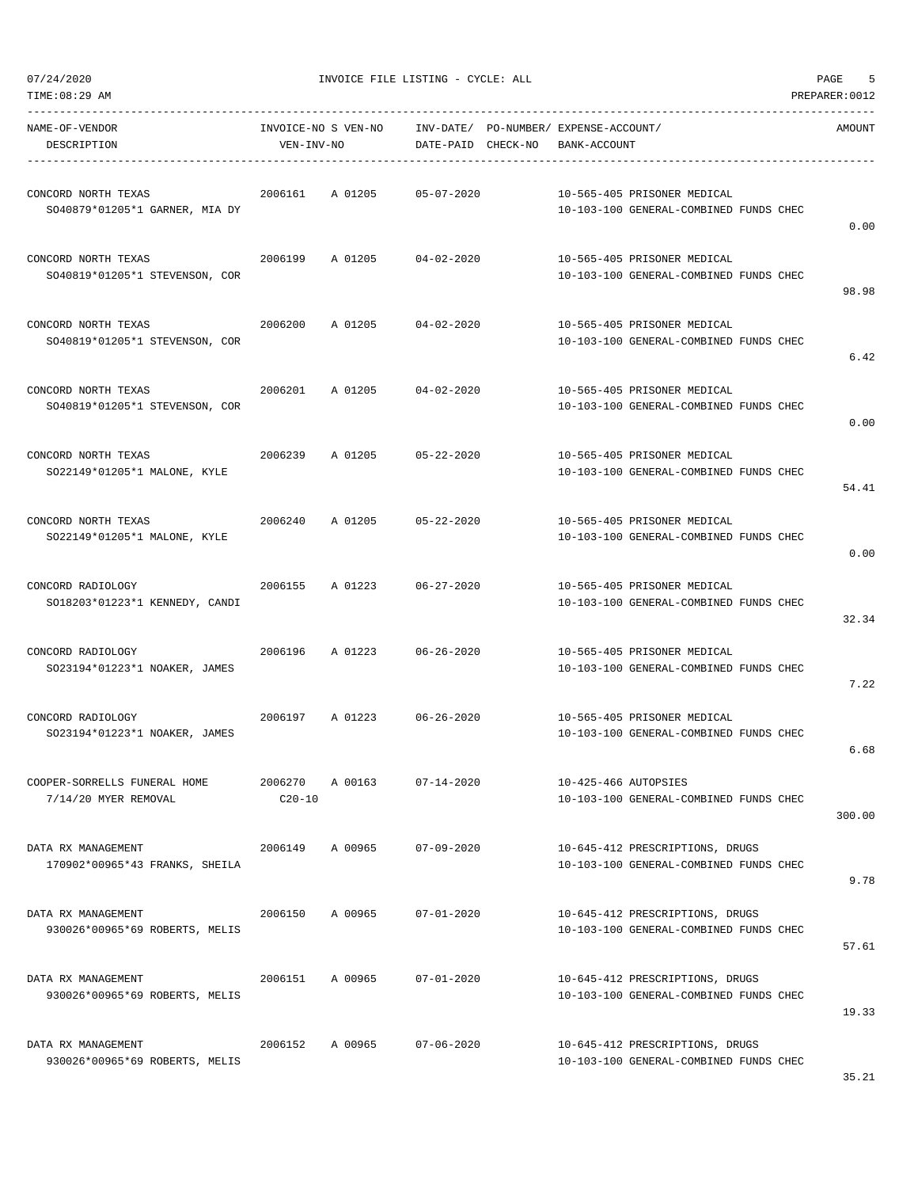07/24/2020 INVOICE FILE LISTING - CYCLE: ALL

TIME:08:29 AM PREPARER:0012

| NAME-OF-VENDOR / DESCRIPTION | INVOICE-NO / VEN-INV-NO | S VEN-NO | INV-DATE/ DATE-PAID | PO-NUMBER/ CHECK-NO | EXPENSE-ACCOUNT/ BANK-ACCOUNT | AMOUNT |
|---|---|---|---|---|---|---|
| CONCORD NORTH TEXAS<br>SO40879*01205*1 GARNER, MIA DY | 2006161 | A 01205 | 05-07-2020 | | 10-565-405 PRISONER MEDICAL<br>10-103-100 GENERAL-COMBINED FUNDS CHEC | 0.00 |
| CONCORD NORTH TEXAS<br>SO40819*01205*1 STEVENSON, COR | 2006199 | A 01205 | 04-02-2020 | | 10-565-405 PRISONER MEDICAL<br>10-103-100 GENERAL-COMBINED FUNDS CHEC | 98.98 |
| CONCORD NORTH TEXAS<br>SO40819*01205*1 STEVENSON, COR | 2006200 | A 01205 | 04-02-2020 | | 10-565-405 PRISONER MEDICAL<br>10-103-100 GENERAL-COMBINED FUNDS CHEC | 6.42 |
| CONCORD NORTH TEXAS<br>SO40819*01205*1 STEVENSON, COR | 2006201 | A 01205 | 04-02-2020 | | 10-565-405 PRISONER MEDICAL<br>10-103-100 GENERAL-COMBINED FUNDS CHEC | 0.00 |
| CONCORD NORTH TEXAS<br>SO22149*01205*1 MALONE, KYLE | 2006239 | A 01205 | 05-22-2020 | | 10-565-405 PRISONER MEDICAL<br>10-103-100 GENERAL-COMBINED FUNDS CHEC | 54.41 |
| CONCORD NORTH TEXAS<br>SO22149*01205*1 MALONE, KYLE | 2006240 | A 01205 | 05-22-2020 | | 10-565-405 PRISONER MEDICAL<br>10-103-100 GENERAL-COMBINED FUNDS CHEC | 0.00 |
| CONCORD RADIOLOGY<br>SO18203*01223*1 KENNEDY, CANDI | 2006155 | A 01223 | 06-27-2020 | | 10-565-405 PRISONER MEDICAL<br>10-103-100 GENERAL-COMBINED FUNDS CHEC | 32.34 |
| CONCORD RADIOLOGY<br>SO23194*01223*1 NOAKER, JAMES | 2006196 | A 01223 | 06-26-2020 | | 10-565-405 PRISONER MEDICAL<br>10-103-100 GENERAL-COMBINED FUNDS CHEC | 7.22 |
| CONCORD RADIOLOGY<br>SO23194*01223*1 NOAKER, JAMES | 2006197 | A 01223 | 06-26-2020 | | 10-565-405 PRISONER MEDICAL<br>10-103-100 GENERAL-COMBINED FUNDS CHEC | 6.68 |
| COOPER-SORRELLS FUNERAL HOME<br>7/14/20 MYER REMOVAL | 2006270<br>C20-10 | A 00163 | 07-14-2020 | | 10-425-466 AUTOPSIES<br>10-103-100 GENERAL-COMBINED FUNDS CHEC | 300.00 |
| DATA RX MANAGEMENT<br>170902*00965*43 FRANKS, SHEILA | 2006149 | A 00965 | 07-09-2020 | | 10-645-412 PRESCRIPTIONS, DRUGS<br>10-103-100 GENERAL-COMBINED FUNDS CHEC | 9.78 |
| DATA RX MANAGEMENT<br>930026*00965*69 ROBERTS, MELIS | 2006150 | A 00965 | 07-01-2020 | | 10-645-412 PRESCRIPTIONS, DRUGS<br>10-103-100 GENERAL-COMBINED FUNDS CHEC | 57.61 |
| DATA RX MANAGEMENT<br>930026*00965*69 ROBERTS, MELIS | 2006151 | A 00965 | 07-01-2020 | | 10-645-412 PRESCRIPTIONS, DRUGS<br>10-103-100 GENERAL-COMBINED FUNDS CHEC | 19.33 |
| DATA RX MANAGEMENT<br>930026*00965*69 ROBERTS, MELIS | 2006152 | A 00965 | 07-06-2020 | | 10-645-412 PRESCRIPTIONS, DRUGS<br>10-103-100 GENERAL-COMBINED FUNDS CHEC | 35.21 |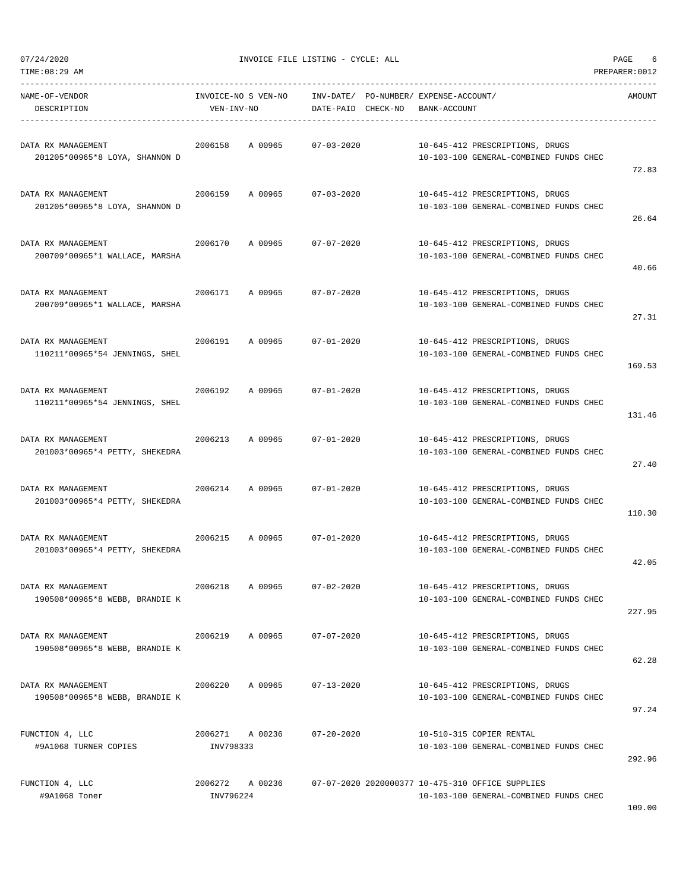07/24/2020 INVOICE FILE LISTING - CYCLE: ALL

TIME:08:29 AM PREPARER:0012

| NAME-OF-VENDOR / DESCRIPTION | INVOICE-NO S VEN-NO / VEN-INV-NO | INV-DATE/ DATE-PAID | PO-NUMBER/ CHECK-NO | EXPENSE-ACCOUNT/ BANK-ACCOUNT | AMOUNT |
|---|---|---|---|---|---|
| DATA RX MANAGEMENT<br>201205*00965*8 LOYA, SHANNON D | 2006158 A 00965 | 07-03-2020 | | 10-645-412 PRESCRIPTIONS, DRUGS<br>10-103-100 GENERAL-COMBINED FUNDS CHEC | 72.83 |
| DATA RX MANAGEMENT<br>201205*00965*8 LOYA, SHANNON D | 2006159 A 00965 | 07-03-2020 | | 10-645-412 PRESCRIPTIONS, DRUGS<br>10-103-100 GENERAL-COMBINED FUNDS CHEC | 26.64 |
| DATA RX MANAGEMENT<br>200709*00965*1 WALLACE, MARSHA | 2006170 A 00965 | 07-07-2020 | | 10-645-412 PRESCRIPTIONS, DRUGS<br>10-103-100 GENERAL-COMBINED FUNDS CHEC | 40.66 |
| DATA RX MANAGEMENT<br>200709*00965*1 WALLACE, MARSHA | 2006171 A 00965 | 07-07-2020 | | 10-645-412 PRESCRIPTIONS, DRUGS<br>10-103-100 GENERAL-COMBINED FUNDS CHEC | 27.31 |
| DATA RX MANAGEMENT<br>110211*00965*54 JENNINGS, SHEL | 2006191 A 00965 | 07-01-2020 | | 10-645-412 PRESCRIPTIONS, DRUGS<br>10-103-100 GENERAL-COMBINED FUNDS CHEC | 169.53 |
| DATA RX MANAGEMENT<br>110211*00965*54 JENNINGS, SHEL | 2006192 A 00965 | 07-01-2020 | | 10-645-412 PRESCRIPTIONS, DRUGS<br>10-103-100 GENERAL-COMBINED FUNDS CHEC | 131.46 |
| DATA RX MANAGEMENT<br>201003*00965*4 PETTY, SHEKEDRA | 2006213 A 00965 | 07-01-2020 | | 10-645-412 PRESCRIPTIONS, DRUGS<br>10-103-100 GENERAL-COMBINED FUNDS CHEC | 27.40 |
| DATA RX MANAGEMENT<br>201003*00965*4 PETTY, SHEKEDRA | 2006214 A 00965 | 07-01-2020 | | 10-645-412 PRESCRIPTIONS, DRUGS<br>10-103-100 GENERAL-COMBINED FUNDS CHEC | 110.30 |
| DATA RX MANAGEMENT<br>201003*00965*4 PETTY, SHEKEDRA | 2006215 A 00965 | 07-01-2020 | | 10-645-412 PRESCRIPTIONS, DRUGS<br>10-103-100 GENERAL-COMBINED FUNDS CHEC | 42.05 |
| DATA RX MANAGEMENT<br>190508*00965*8 WEBB, BRANDIE K | 2006218 A 00965 | 07-02-2020 | | 10-645-412 PRESCRIPTIONS, DRUGS<br>10-103-100 GENERAL-COMBINED FUNDS CHEC | 227.95 |
| DATA RX MANAGEMENT<br>190508*00965*8 WEBB, BRANDIE K | 2006219 A 00965 | 07-07-2020 | | 10-645-412 PRESCRIPTIONS, DRUGS<br>10-103-100 GENERAL-COMBINED FUNDS CHEC | 62.28 |
| DATA RX MANAGEMENT<br>190508*00965*8 WEBB, BRANDIE K | 2006220 A 00965 | 07-13-2020 | | 10-645-412 PRESCRIPTIONS, DRUGS<br>10-103-100 GENERAL-COMBINED FUNDS CHEC | 97.24 |
| FUNCTION 4, LLC<br>#9A1068 TURNER COPIES | 2006271 A 00236<br>INV798333 | 07-20-2020 | | 10-510-315 COPIER RENTAL<br>10-103-100 GENERAL-COMBINED FUNDS CHEC | 292.96 |
| FUNCTION 4, LLC<br>#9A1068 Toner | 2006272 A 00236<br>INV796224 | 07-07-2020 | 2020000377 | 10-475-310 OFFICE SUPPLIES<br>10-103-100 GENERAL-COMBINED FUNDS CHEC | 109.00 |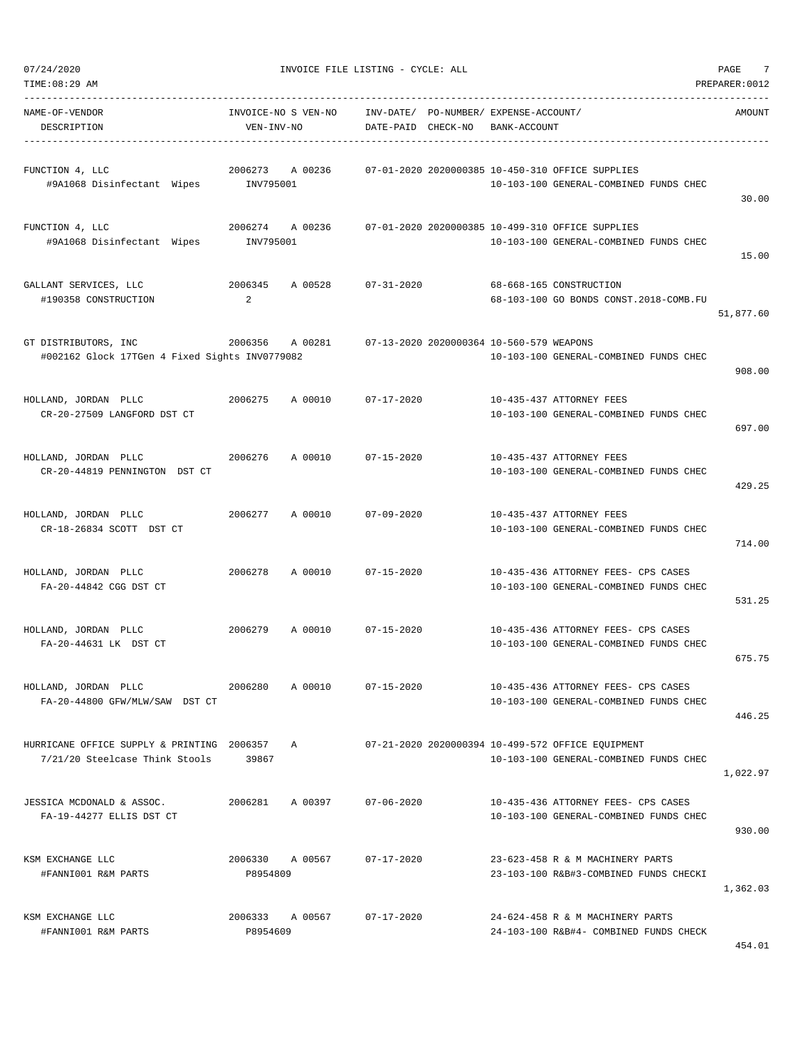07/24/2020 INVOICE FILE LISTING - CYCLE: ALL

TIME:08:29 AM PREPARER:0012

| NAME-OF-VENDOR / DESCRIPTION | INVOICE-NO S VEN-NO / VEN-INV-NO | INV-DATE/ DATE-PAID | PO-NUMBER/ CHECK-NO | EXPENSE-ACCOUNT/ BANK-ACCOUNT | AMOUNT |
|---|---|---|---|---|---|
| FUNCTION 4, LLC<br>#9A1068 Disinfectant Wipes | 2006273 A 00236<br>INV795001 | 07-01-2020 | 2020000385 | 10-450-310 OFFICE SUPPLIES<br>10-103-100 GENERAL-COMBINED FUNDS CHEC | 30.00 |
| FUNCTION 4, LLC<br>#9A1068 Disinfectant Wipes | 2006274 A 00236<br>INV795001 | 07-01-2020 | 2020000385 | 10-499-310 OFFICE SUPPLIES<br>10-103-100 GENERAL-COMBINED FUNDS CHEC | 15.00 |
| GALLANT SERVICES, LLC<br>#190358 CONSTRUCTION | 2006345 A 00528<br>2 | 07-31-2020 | | 68-668-165 CONSTRUCTION<br>68-103-100 GO BONDS CONST.2018-COMB.FU | 51,877.60 |
| GT DISTRIBUTORS, INC<br>#002162 Glock 17TGen 4 Fixed Sights INV0779082 | 2006356 A 00281 | 07-13-2020 | 2020000364 | 10-560-579 WEAPONS<br>10-103-100 GENERAL-COMBINED FUNDS CHEC | 908.00 |
| HOLLAND, JORDAN PLLC<br>CR-20-27509 LANGFORD DST CT | 2006275 A 00010 | 07-17-2020 | | 10-435-437 ATTORNEY FEES<br>10-103-100 GENERAL-COMBINED FUNDS CHEC | 697.00 |
| HOLLAND, JORDAN PLLC<br>CR-20-44819 PENNINGTON DST CT | 2006276 A 00010 | 07-15-2020 | | 10-435-437 ATTORNEY FEES<br>10-103-100 GENERAL-COMBINED FUNDS CHEC | 429.25 |
| HOLLAND, JORDAN PLLC<br>CR-18-26834 SCOTT DST CT | 2006277 A 00010 | 07-09-2020 | | 10-435-437 ATTORNEY FEES<br>10-103-100 GENERAL-COMBINED FUNDS CHEC | 714.00 |
| HOLLAND, JORDAN PLLC<br>FA-20-44842 CGG DST CT | 2006278 A 00010 | 07-15-2020 | | 10-435-436 ATTORNEY FEES- CPS CASES<br>10-103-100 GENERAL-COMBINED FUNDS CHEC | 531.25 |
| HOLLAND, JORDAN PLLC<br>FA-20-44631 LK DST CT | 2006279 A 00010 | 07-15-2020 | | 10-435-436 ATTORNEY FEES- CPS CASES<br>10-103-100 GENERAL-COMBINED FUNDS CHEC | 675.75 |
| HOLLAND, JORDAN PLLC<br>FA-20-44800 GFW/MLW/SAW DST CT | 2006280 A 00010 | 07-15-2020 | | 10-435-436 ATTORNEY FEES- CPS CASES<br>10-103-100 GENERAL-COMBINED FUNDS CHEC | 446.25 |
| HURRICANE OFFICE SUPPLY & PRINTING<br>7/21/20 Steelcase Think Stools | 2006357 A<br>39867 | 07-21-2020 | 2020000394 | 10-499-572 OFFICE EQUIPMENT<br>10-103-100 GENERAL-COMBINED FUNDS CHEC | 1,022.97 |
| JESSICA MCDONALD & ASSOC.<br>FA-19-44277 ELLIS DST CT | 2006281 A 00397 | 07-06-2020 | | 10-435-436 ATTORNEY FEES- CPS CASES<br>10-103-100 GENERAL-COMBINED FUNDS CHEC | 930.00 |
| KSM EXCHANGE LLC<br>#FANNI001 R&M PARTS | 2006330 A 00567<br>P8954809 | 07-17-2020 | | 23-623-458 R & M MACHINERY PARTS<br>23-103-100 R&B#3-COMBINED FUNDS CHECKI | 1,362.03 |
| KSM EXCHANGE LLC<br>#FANNI001 R&M PARTS | 2006333 A 00567<br>P8954609 | 07-17-2020 | | 24-624-458 R & M MACHINERY PARTS<br>24-103-100 R&B#4- COMBINED FUNDS CHECK | 454.01 |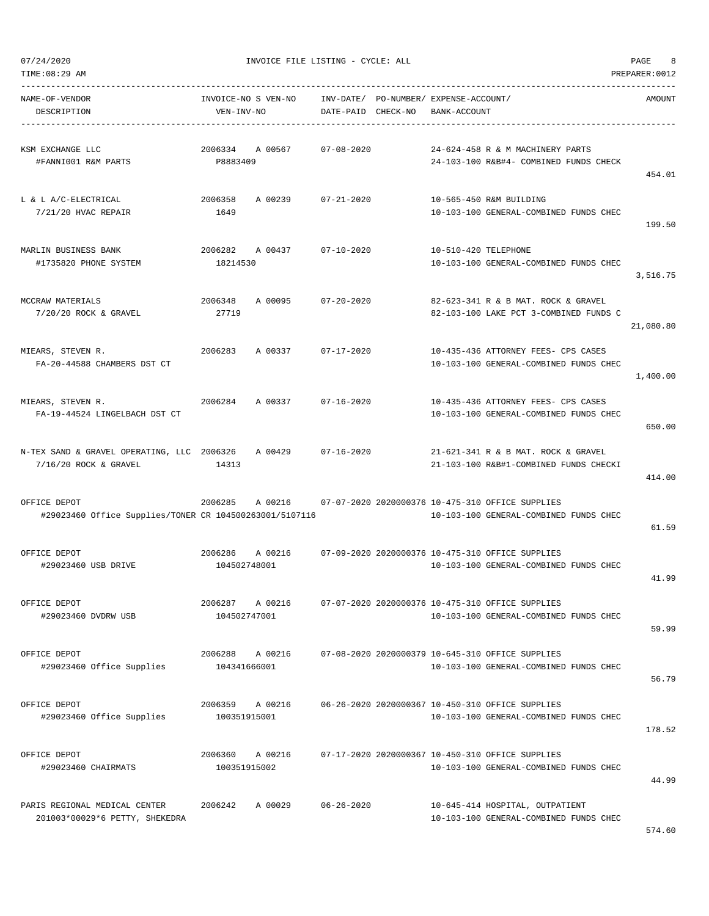07/24/2020 INVOICE FILE LISTING - CYCLE: ALL

TIME:08:29 AM PREPARER:0012

| NAME-OF-VENDOR<br>DESCRIPTION | INVOICE-NO S VEN-NO<br>VEN-INV-NO | INV-DATE/ PO-NUMBER/<br>DATE-PAID CHECK-NO | EXPENSE-ACCOUNT/<br>BANK-ACCOUNT | AMOUNT |
|---|---|---|---|---|
| KSM EXCHANGE LLC<br>#FANNI001 R&M PARTS | 2006334 A 00567<br>P8883409 | 07-08-2020 | 24-624-458 R & M MACHINERY PARTS<br>24-103-100 R&B#4- COMBINED FUNDS CHECK | 454.01 |
| L & L A/C-ELECTRICAL<br>7/21/20 HVAC REPAIR | 2006358 A 00239<br>1649 | 07-21-2020 | 10-565-450 R&M BUILDING<br>10-103-100 GENERAL-COMBINED FUNDS CHEC | 199.50 |
| MARLIN BUSINESS BANK<br>#1735820 PHONE SYSTEM | 2006282 A 00437<br>18214530 | 07-10-2020 | 10-510-420 TELEPHONE<br>10-103-100 GENERAL-COMBINED FUNDS CHEC | 3,516.75 |
| MCCRAW MATERIALS<br>7/20/20 ROCK & GRAVEL | 2006348 A 00095<br>27719 | 07-20-2020 | 82-623-341 R & B MAT. ROCK & GRAVEL<br>82-103-100 LAKE PCT 3-COMBINED FUNDS C | 21,080.80 |
| MIEARS, STEVEN R.<br>FA-20-44588 CHAMBERS DST CT | 2006283 A 00337 | 07-17-2020 | 10-435-436 ATTORNEY FEES- CPS CASES<br>10-103-100 GENERAL-COMBINED FUNDS CHEC | 1,400.00 |
| MIEARS, STEVEN R.<br>FA-19-44524 LINGELBACH DST CT | 2006284 A 00337 | 07-16-2020 | 10-435-436 ATTORNEY FEES- CPS CASES<br>10-103-100 GENERAL-COMBINED FUNDS CHEC | 650.00 |
| N-TEX SAND & GRAVEL OPERATING, LLC<br>7/16/20 ROCK & GRAVEL | 2006326 A 00429<br>14313 | 07-16-2020 | 21-621-341 R & B MAT. ROCK & GRAVEL<br>21-103-100 R&B#1-COMBINED FUNDS CHECKI | 414.00 |
| OFFICE DEPOT<br>#29023460 Office Supplies/TONER CR | 2006285 A 00216<br>104500263001/5107116 | 07-07-2020 2020000376 | 10-475-310 OFFICE SUPPLIES<br>10-103-100 GENERAL-COMBINED FUNDS CHEC | 61.59 |
| OFFICE DEPOT<br>#29023460 USB DRIVE | 2006286 A 00216<br>104502748001 | 07-09-2020 2020000376 | 10-475-310 OFFICE SUPPLIES<br>10-103-100 GENERAL-COMBINED FUNDS CHEC | 41.99 |
| OFFICE DEPOT<br>#29023460 DVDRW USB | 2006287 A 00216<br>104502747001 | 07-07-2020 2020000376 | 10-475-310 OFFICE SUPPLIES<br>10-103-100 GENERAL-COMBINED FUNDS CHEC | 59.99 |
| OFFICE DEPOT<br>#29023460 Office Supplies | 2006288 A 00216<br>104341666001 | 07-08-2020 2020000379 | 10-645-310 OFFICE SUPPLIES<br>10-103-100 GENERAL-COMBINED FUNDS CHEC | 56.79 |
| OFFICE DEPOT<br>#29023460 Office Supplies | 2006359 A 00216<br>100351915001 | 06-26-2020 2020000367 | 10-450-310 OFFICE SUPPLIES<br>10-103-100 GENERAL-COMBINED FUNDS CHEC | 178.52 |
| OFFICE DEPOT<br>#29023460 CHAIRMATS | 2006360 A 00216<br>100351915002 | 07-17-2020 2020000367 | 10-450-310 OFFICE SUPPLIES<br>10-103-100 GENERAL-COMBINED FUNDS CHEC | 44.99 |
| PARIS REGIONAL MEDICAL CENTER<br>201003*00029*6 PETTY, SHEKEDRA | 2006242 A 00029 | 06-26-2020 | 10-645-414 HOSPITAL, OUTPATIENT<br>10-103-100 GENERAL-COMBINED FUNDS CHEC | 574.60 |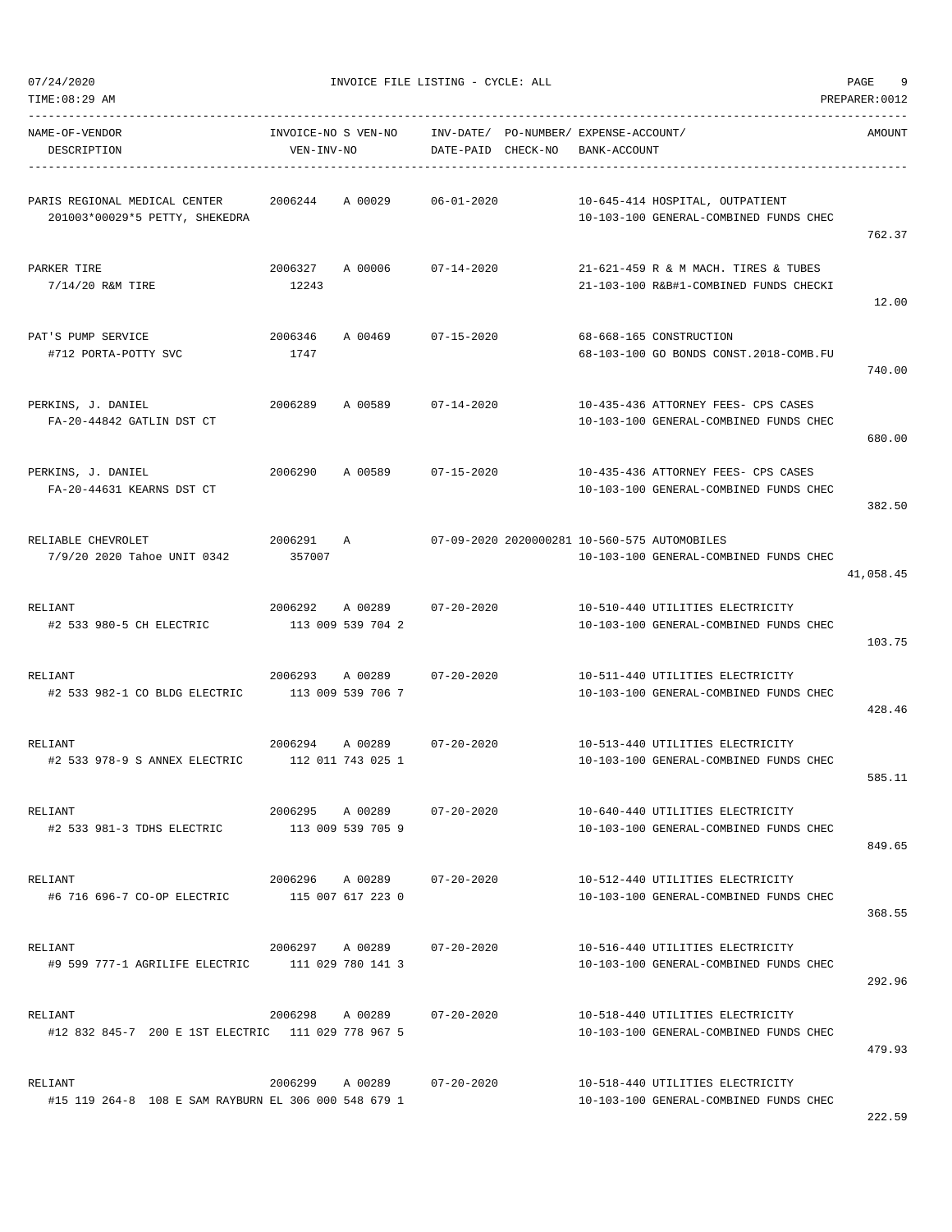07/24/2020 INVOICE FILE LISTING - CYCLE: ALL

TIME:08:29 AM PREPARER:0012

| NAME-OF-VENDOR / DESCRIPTION | INVOICE-NO S VEN-NO / VEN-INV-NO | INV-DATE/ DATE-PAID | PO-NUMBER/ CHECK-NO | EXPENSE-ACCOUNT/ BANK-ACCOUNT | AMOUNT |
|---|---|---|---|---|---|
| PARIS REGIONAL MEDICAL CENTER<br>201003*00029*5 PETTY, SHEKEDRA | 2006244 A 00029 | 06-01-2020 | | 10-645-414 HOSPITAL, OUTPATIENT<br>10-103-100 GENERAL-COMBINED FUNDS CHEC | 762.37 |
| PARKER TIRE<br>7/14/20 R&M TIRE | 2006327 A 00006<br>12243 | 07-14-2020 | | 21-621-459 R & M MACH. TIRES & TUBES<br>21-103-100 R&B#1-COMBINED FUNDS CHECKI | 12.00 |
| PAT'S PUMP SERVICE<br>#712 PORTA-POTTY SVC | 2006346 A 00469<br>1747 | 07-15-2020 | | 68-668-165 CONSTRUCTION<br>68-103-100 GO BONDS CONST.2018-COMB.FU | 740.00 |
| PERKINS, J. DANIEL<br>FA-20-44842 GATLIN DST CT | 2006289 A 00589 | 07-14-2020 | | 10-435-436 ATTORNEY FEES- CPS CASES<br>10-103-100 GENERAL-COMBINED FUNDS CHEC | 680.00 |
| PERKINS, J. DANIEL<br>FA-20-44631 KEARNS DST CT | 2006290 A 00589 | 07-15-2020 | | 10-435-436 ATTORNEY FEES- CPS CASES<br>10-103-100 GENERAL-COMBINED FUNDS CHEC | 382.50 |
| RELIABLE CHEVROLET<br>7/9/20 2020 Tahoe UNIT 0342 | 2006291 A<br>357007 | 07-09-2020 | 2020000281 | 10-560-575 AUTOMOBILES<br>10-103-100 GENERAL-COMBINED FUNDS CHEC | 41,058.45 |
| RELIANT<br>#2 533 980-5 CH ELECTRIC | 2006292 A 00289<br>113 009 539 704 2 | 07-20-2020 | | 10-510-440 UTILITIES ELECTRICITY<br>10-103-100 GENERAL-COMBINED FUNDS CHEC | 103.75 |
| RELIANT<br>#2 533 982-1 CO BLDG ELECTRIC | 2006293 A 00289<br>113 009 539 706 7 | 07-20-2020 | | 10-511-440 UTILITIES ELECTRICITY<br>10-103-100 GENERAL-COMBINED FUNDS CHEC | 428.46 |
| RELIANT<br>#2 533 978-9 S ANNEX ELECTRIC | 2006294 A 00289<br>112 011 743 025 1 | 07-20-2020 | | 10-513-440 UTILITIES ELECTRICITY<br>10-103-100 GENERAL-COMBINED FUNDS CHEC | 585.11 |
| RELIANT<br>#2 533 981-3 TDHS ELECTRIC | 2006295 A 00289<br>113 009 539 705 9 | 07-20-2020 | | 10-640-440 UTILITIES ELECTRICITY<br>10-103-100 GENERAL-COMBINED FUNDS CHEC | 849.65 |
| RELIANT<br>#6 716 696-7 CO-OP ELECTRIC | 2006296 A 00289<br>115 007 617 223 0 | 07-20-2020 | | 10-512-440 UTILITIES ELECTRICITY<br>10-103-100 GENERAL-COMBINED FUNDS CHEC | 368.55 |
| RELIANT<br>#9 599 777-1 AGRILIFE ELECTRIC | 2006297 A 00289<br>111 029 780 141 3 | 07-20-2020 | | 10-516-440 UTILITIES ELECTRICITY<br>10-103-100 GENERAL-COMBINED FUNDS CHEC | 292.96 |
| RELIANT<br>#12 832 845-7 200 E 1ST ELECTRIC | 2006298 A 00289<br>111 029 778 967 5 | 07-20-2020 | | 10-518-440 UTILITIES ELECTRICITY<br>10-103-100 GENERAL-COMBINED FUNDS CHEC | 479.93 |
| RELIANT<br>#15 119 264-8 108 E SAM RAYBURN EL | 2006299 A 00289<br>306 000 548 679 1 | 07-20-2020 | | 10-518-440 UTILITIES ELECTRICITY<br>10-103-100 GENERAL-COMBINED FUNDS CHEC | 222.59 |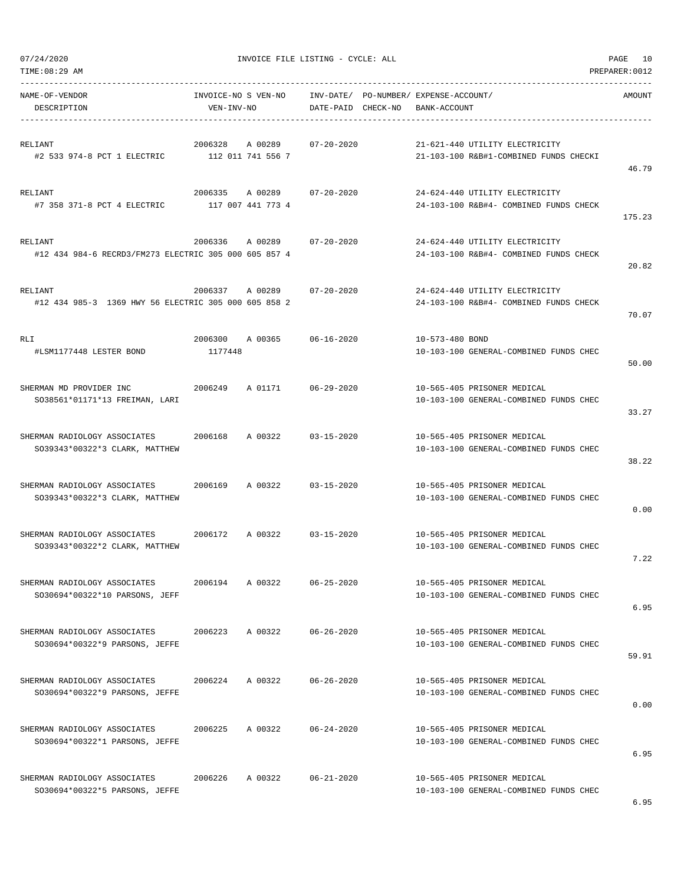07/24/2020 INVOICE FILE LISTING - CYCLE: ALL

TIME:08:29 AM PREPARER:0012

| NAME-OF-VENDOR / DESCRIPTION | INVOICE-NO / VEN-INV-NO | S VEN-NO | INV-DATE/ DATE-PAID | PO-NUMBER/ CHECK-NO | EXPENSE-ACCOUNT/ BANK-ACCOUNT | AMOUNT |
|---|---|---|---|---|---|---|
| RELIANT<br>#2 533 974-8 PCT 1 ELECTRIC | 2006328<br>112 011 741 556 7 | A 00289 | 07-20-2020 | | 21-621-440 UTILITY ELECTRICITY<br>21-103-100 R&B#1-COMBINED FUNDS CHECKI | 46.79 |
| RELIANT<br>#7 358 371-8 PCT 4 ELECTRIC | 2006335<br>117 007 441 773 4 | A 00289 | 07-20-2020 | | 24-624-440 UTILITY ELECTRICITY<br>24-103-100 R&B#4- COMBINED FUNDS CHECK | 175.23 |
| RELIANT<br>#12 434 984-6 RECRD3/FM273 ELECTRIC | 2006336<br>305 000 605 857 4 | A 00289 | 07-20-2020 | | 24-624-440 UTILITY ELECTRICITY<br>24-103-100 R&B#4- COMBINED FUNDS CHECK | 20.82 |
| RELIANT<br>#12 434 985-3 1369 HWY 56 ELECTRIC | 2006337<br>305 000 605 858 2 | A 00289 | 07-20-2020 | | 24-624-440 UTILITY ELECTRICITY<br>24-103-100 R&B#4- COMBINED FUNDS CHECK | 70.07 |
| RLI<br>#LSM1177448 LESTER BOND | 2006300<br>1177448 | A 00365 | 06-16-2020 | | 10-573-480 BOND<br>10-103-100 GENERAL-COMBINED FUNDS CHEC | 50.00 |
| SHERMAN MD PROVIDER INC<br>SO38561*01171*13 FREIMAN, LARI | 2006249 | A 01171 | 06-29-2020 | | 10-565-405 PRISONER MEDICAL<br>10-103-100 GENERAL-COMBINED FUNDS CHEC | 33.27 |
| SHERMAN RADIOLOGY ASSOCIATES<br>SO39343*00322*3 CLARK, MATTHEW | 2006168 | A 00322 | 03-15-2020 | | 10-565-405 PRISONER MEDICAL<br>10-103-100 GENERAL-COMBINED FUNDS CHEC | 38.22 |
| SHERMAN RADIOLOGY ASSOCIATES<br>SO39343*00322*3 CLARK, MATTHEW | 2006169 | A 00322 | 03-15-2020 | | 10-565-405 PRISONER MEDICAL<br>10-103-100 GENERAL-COMBINED FUNDS CHEC | 0.00 |
| SHERMAN RADIOLOGY ASSOCIATES<br>SO39343*00322*2 CLARK, MATTHEW | 2006172 | A 00322 | 03-15-2020 | | 10-565-405 PRISONER MEDICAL<br>10-103-100 GENERAL-COMBINED FUNDS CHEC | 7.22 |
| SHERMAN RADIOLOGY ASSOCIATES<br>SO30694*00322*10 PARSONS, JEFF | 2006194 | A 00322 | 06-25-2020 | | 10-565-405 PRISONER MEDICAL<br>10-103-100 GENERAL-COMBINED FUNDS CHEC | 6.95 |
| SHERMAN RADIOLOGY ASSOCIATES<br>SO30694*00322*9 PARSONS, JEFFE | 2006223 | A 00322 | 06-26-2020 | | 10-565-405 PRISONER MEDICAL<br>10-103-100 GENERAL-COMBINED FUNDS CHEC | 59.91 |
| SHERMAN RADIOLOGY ASSOCIATES<br>SO30694*00322*9 PARSONS, JEFFE | 2006224 | A 00322 | 06-26-2020 | | 10-565-405 PRISONER MEDICAL<br>10-103-100 GENERAL-COMBINED FUNDS CHEC | 0.00 |
| SHERMAN RADIOLOGY ASSOCIATES<br>SO30694*00322*1 PARSONS, JEFFE | 2006225 | A 00322 | 06-24-2020 | | 10-565-405 PRISONER MEDICAL<br>10-103-100 GENERAL-COMBINED FUNDS CHEC | 6.95 |
| SHERMAN RADIOLOGY ASSOCIATES<br>SO30694*00322*5 PARSONS, JEFFE | 2006226 | A 00322 | 06-21-2020 | | 10-565-405 PRISONER MEDICAL<br>10-103-100 GENERAL-COMBINED FUNDS CHEC | 6.95 |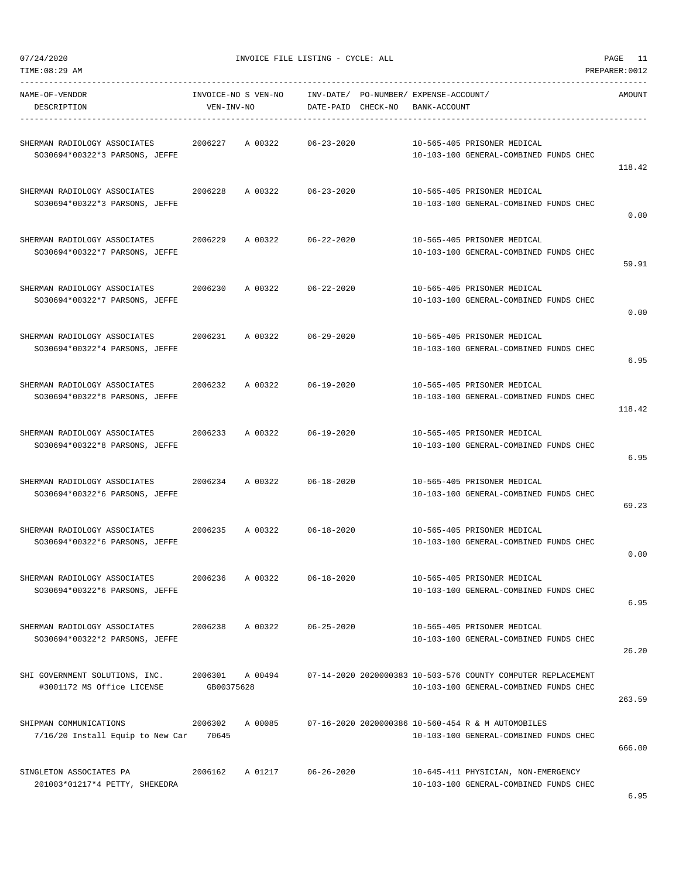07/24/2020 INVOICE FILE LISTING - CYCLE: ALL

TIME:08:29 AM PREPARER:0012

| NAME-OF-VENDOR<br>DESCRIPTION | INVOICE-NO S VEN-NO<br>VEN-INV-NO | INV-DATE/ PO-NUMBER/<br>DATE-PAID CHECK-NO | EXPENSE-ACCOUNT/<br>BANK-ACCOUNT | AMOUNT |
|---|---|---|---|---|
| SHERMAN RADIOLOGY ASSOCIATES<br>SO30694*00322*3 PARSONS, JEFFE | 2006227 A 00322 | 06-23-2020 | 10-565-405 PRISONER MEDICAL<br>10-103-100 GENERAL-COMBINED FUNDS CHEC | 118.42 |
| SHERMAN RADIOLOGY ASSOCIATES<br>SO30694*00322*3 PARSONS, JEFFE | 2006228 A 00322 | 06-23-2020 | 10-565-405 PRISONER MEDICAL<br>10-103-100 GENERAL-COMBINED FUNDS CHEC | 0.00 |
| SHERMAN RADIOLOGY ASSOCIATES<br>SO30694*00322*7 PARSONS, JEFFE | 2006229 A 00322 | 06-22-2020 | 10-565-405 PRISONER MEDICAL<br>10-103-100 GENERAL-COMBINED FUNDS CHEC | 59.91 |
| SHERMAN RADIOLOGY ASSOCIATES<br>SO30694*00322*7 PARSONS, JEFFE | 2006230 A 00322 | 06-22-2020 | 10-565-405 PRISONER MEDICAL<br>10-103-100 GENERAL-COMBINED FUNDS CHEC | 0.00 |
| SHERMAN RADIOLOGY ASSOCIATES<br>SO30694*00322*4 PARSONS, JEFFE | 2006231 A 00322 | 06-29-2020 | 10-565-405 PRISONER MEDICAL<br>10-103-100 GENERAL-COMBINED FUNDS CHEC | 6.95 |
| SHERMAN RADIOLOGY ASSOCIATES<br>SO30694*00322*8 PARSONS, JEFFE | 2006232 A 00322 | 06-19-2020 | 10-565-405 PRISONER MEDICAL<br>10-103-100 GENERAL-COMBINED FUNDS CHEC | 118.42 |
| SHERMAN RADIOLOGY ASSOCIATES<br>SO30694*00322*8 PARSONS, JEFFE | 2006233 A 00322 | 06-19-2020 | 10-565-405 PRISONER MEDICAL<br>10-103-100 GENERAL-COMBINED FUNDS CHEC | 6.95 |
| SHERMAN RADIOLOGY ASSOCIATES<br>SO30694*00322*6 PARSONS, JEFFE | 2006234 A 00322 | 06-18-2020 | 10-565-405 PRISONER MEDICAL<br>10-103-100 GENERAL-COMBINED FUNDS CHEC | 69.23 |
| SHERMAN RADIOLOGY ASSOCIATES<br>SO30694*00322*6 PARSONS, JEFFE | 2006235 A 00322 | 06-18-2020 | 10-565-405 PRISONER MEDICAL<br>10-103-100 GENERAL-COMBINED FUNDS CHEC | 0.00 |
| SHERMAN RADIOLOGY ASSOCIATES<br>SO30694*00322*6 PARSONS, JEFFE | 2006236 A 00322 | 06-18-2020 | 10-565-405 PRISONER MEDICAL<br>10-103-100 GENERAL-COMBINED FUNDS CHEC | 6.95 |
| SHERMAN RADIOLOGY ASSOCIATES<br>SO30694*00322*2 PARSONS, JEFFE | 2006238 A 00322 | 06-25-2020 | 10-565-405 PRISONER MEDICAL<br>10-103-100 GENERAL-COMBINED FUNDS CHEC | 26.20 |
| SHI GOVERNMENT SOLUTIONS, INC.<br>#3001172 MS Office LICENSE | 2006301 A 00494<br>GB00375628 | 07-14-2020 2020000383 | 10-503-576 COUNTY COMPUTER REPLACEMENT<br>10-103-100 GENERAL-COMBINED FUNDS CHEC | 263.59 |
| SHIPMAN COMMUNICATIONS<br>7/16/20 Install Equip to New Car | 2006302 A 00085<br>70645 | 07-16-2020 2020000386 | 10-560-454 R & M AUTOMOBILES<br>10-103-100 GENERAL-COMBINED FUNDS CHEC | 666.00 |
| SINGLETON ASSOCIATES PA<br>201003*01217*4 PETTY, SHEKEDRA | 2006162 A 01217 | 06-26-2020 | 10-645-411 PHYSICIAN, NON-EMERGENCY<br>10-103-100 GENERAL-COMBINED FUNDS CHEC | 6.95 |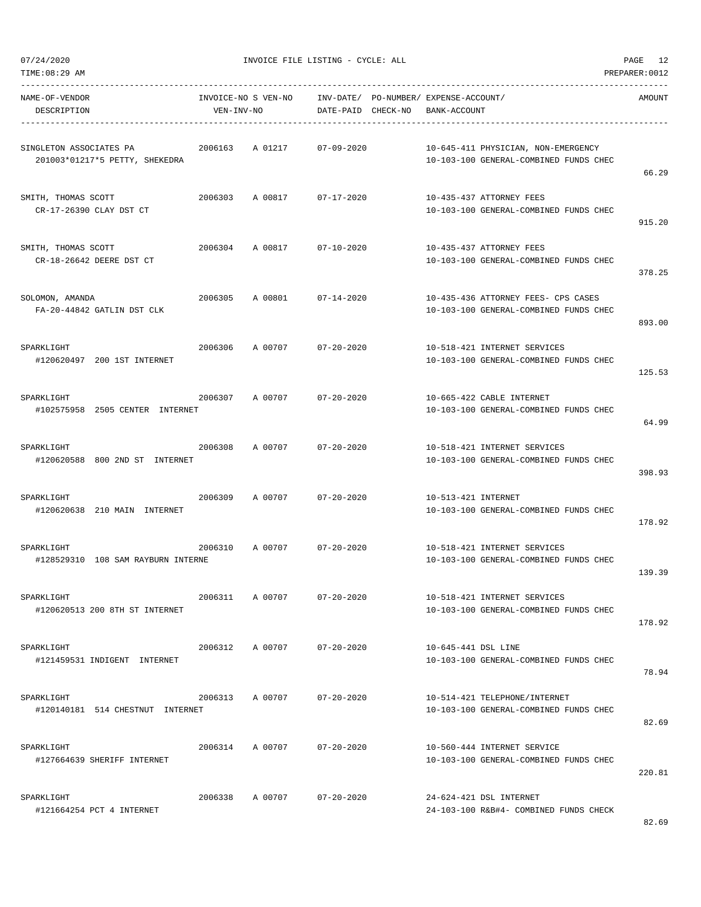07/24/2020 INVOICE FILE LISTING - CYCLE: ALL

TIME:08:29 AM PREPARER:0012

| NAME-OF-VENDOR / DESCRIPTION | INVOICE-NO | S | VEN-NO / VEN-INV-NO | INV-DATE/ DATE-PAID | PO-NUMBER/ CHECK-NO | EXPENSE-ACCOUNT/ BANK-ACCOUNT | AMOUNT |
|---|---|---|---|---|---|---|---|
| SINGLETON ASSOCIATES PA<br>201003*01217*5 PETTY, SHEKEDRA | 2006163 | A | 01217 | 07-09-2020 | | 10-645-411 PHYSICIAN, NON-EMERGENCY<br>10-103-100 GENERAL-COMBINED FUNDS CHEC | 66.29 |
| SMITH, THOMAS SCOTT<br>CR-17-26390 CLAY DST CT | 2006303 | A | 00817 | 07-17-2020 | | 10-435-437 ATTORNEY FEES<br>10-103-100 GENERAL-COMBINED FUNDS CHEC | 915.20 |
| SMITH, THOMAS SCOTT<br>CR-18-26642 DEERE DST CT | 2006304 | A | 00817 | 07-10-2020 | | 10-435-437 ATTORNEY FEES<br>10-103-100 GENERAL-COMBINED FUNDS CHEC | 378.25 |
| SOLOMON, AMANDA<br>FA-20-44842 GATLIN DST CLK | 2006305 | A | 00801 | 07-14-2020 | | 10-435-436 ATTORNEY FEES- CPS CASES<br>10-103-100 GENERAL-COMBINED FUNDS CHEC | 893.00 |
| SPARKLIGHT<br>#120620497 200 1ST INTERNET | 2006306 | A | 00707 | 07-20-2020 | | 10-518-421 INTERNET SERVICES<br>10-103-100 GENERAL-COMBINED FUNDS CHEC | 125.53 |
| SPARKLIGHT<br>#102575958 2505 CENTER INTERNET | 2006307 | A | 00707 | 07-20-2020 | | 10-665-422 CABLE INTERNET<br>10-103-100 GENERAL-COMBINED FUNDS CHEC | 64.99 |
| SPARKLIGHT<br>#120620588 800 2ND ST INTERNET | 2006308 | A | 00707 | 07-20-2020 | | 10-518-421 INTERNET SERVICES<br>10-103-100 GENERAL-COMBINED FUNDS CHEC | 398.93 |
| SPARKLIGHT<br>#120620638 210 MAIN INTERNET | 2006309 | A | 00707 | 07-20-2020 | | 10-513-421 INTERNET<br>10-103-100 GENERAL-COMBINED FUNDS CHEC | 178.92 |
| SPARKLIGHT<br>#128529310 108 SAM RAYBURN INTERNE | 2006310 | A | 00707 | 07-20-2020 | | 10-518-421 INTERNET SERVICES<br>10-103-100 GENERAL-COMBINED FUNDS CHEC | 139.39 |
| SPARKLIGHT<br>#120620513 200 8TH ST INTERNET | 2006311 | A | 00707 | 07-20-2020 | | 10-518-421 INTERNET SERVICES<br>10-103-100 GENERAL-COMBINED FUNDS CHEC | 178.92 |
| SPARKLIGHT<br>#121459531 INDIGENT INTERNET | 2006312 | A | 00707 | 07-20-2020 | | 10-645-441 DSL LINE<br>10-103-100 GENERAL-COMBINED FUNDS CHEC | 78.94 |
| SPARKLIGHT<br>#120140181 514 CHESTNUT INTERNET | 2006313 | A | 00707 | 07-20-2020 | | 10-514-421 TELEPHONE/INTERNET<br>10-103-100 GENERAL-COMBINED FUNDS CHEC | 82.69 |
| SPARKLIGHT<br>#127664639 SHERIFF INTERNET | 2006314 | A | 00707 | 07-20-2020 | | 10-560-444 INTERNET SERVICE<br>10-103-100 GENERAL-COMBINED FUNDS CHEC | 220.81 |
| SPARKLIGHT<br>#121664254 PCT 4 INTERNET | 2006338 | A | 00707 | 07-20-2020 | | 24-624-421 DSL INTERNET<br>24-103-100 R&B#4- COMBINED FUNDS CHECK | 82.69 |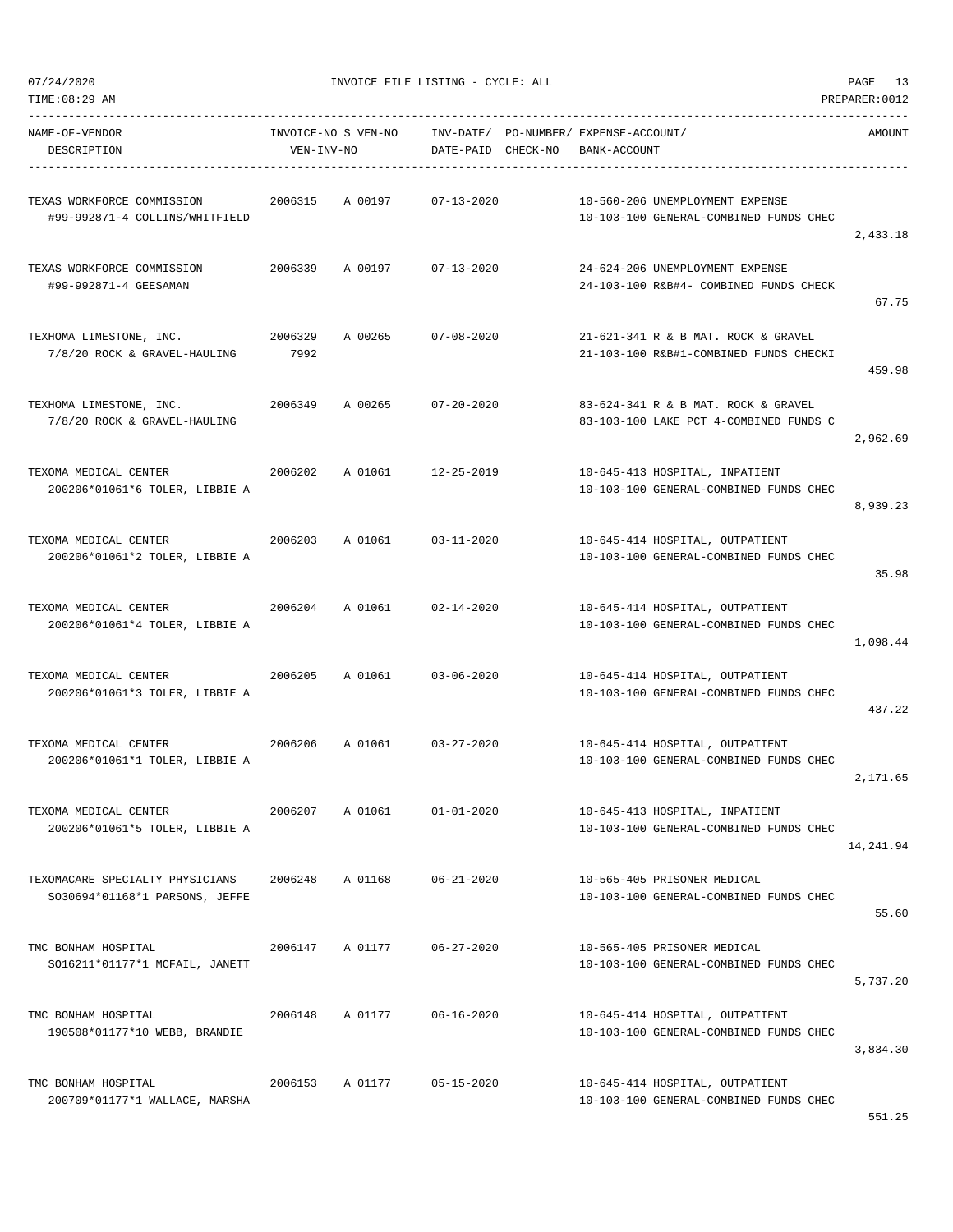07/24/2020 INVOICE FILE LISTING - CYCLE: ALL

TIME:08:29 AM PREPARER:0012

| NAME-OF-VENDOR / DESCRIPTION | INVOICE-NO / VEN-INV-NO | S | VEN-NO | INV-DATE/ DATE-PAID | PO-NUMBER/ CHECK-NO | EXPENSE-ACCOUNT/ BANK-ACCOUNT | AMOUNT |
|---|---|---|---|---|---|---|---|
| TEXAS WORKFORCE COMMISSION<br>#99-992871-4 COLLINS/WHITFIELD | 2006315 | A | 00197 | 07-13-2020 | | 10-560-206 UNEMPLOYMENT EXPENSE<br>10-103-100 GENERAL-COMBINED FUNDS CHEC | 2,433.18 |
| TEXAS WORKFORCE COMMISSION<br>#99-992871-4 GEESAMAN | 2006339 | A | 00197 | 07-13-2020 | | 24-624-206 UNEMPLOYMENT EXPENSE<br>24-103-100 R&B#4- COMBINED FUNDS CHECK | 67.75 |
| TEXHOMA LIMESTONE, INC.<br>7/8/20 ROCK & GRAVEL-HAULING | 2006329<br>7992 | A | 00265 | 07-08-2020 | | 21-621-341 R & B MAT. ROCK & GRAVEL<br>21-103-100 R&B#1-COMBINED FUNDS CHECKI | 459.98 |
| TEXHOMA LIMESTONE, INC.<br>7/8/20 ROCK & GRAVEL-HAULING | 2006349 | A | 00265 | 07-20-2020 | | 83-624-341 R & B MAT. ROCK & GRAVEL<br>83-103-100 LAKE PCT 4-COMBINED FUNDS C | 2,962.69 |
| TEXOMA MEDICAL CENTER<br>200206*01061*6 TOLER, LIBBIE A | 2006202 | A | 01061 | 12-25-2019 | | 10-645-413 HOSPITAL, INPATIENT<br>10-103-100 GENERAL-COMBINED FUNDS CHEC | 8,939.23 |
| TEXOMA MEDICAL CENTER<br>200206*01061*2 TOLER, LIBBIE A | 2006203 | A | 01061 | 03-11-2020 | | 10-645-414 HOSPITAL, OUTPATIENT<br>10-103-100 GENERAL-COMBINED FUNDS CHEC | 35.98 |
| TEXOMA MEDICAL CENTER<br>200206*01061*4 TOLER, LIBBIE A | 2006204 | A | 01061 | 02-14-2020 | | 10-645-414 HOSPITAL, OUTPATIENT<br>10-103-100 GENERAL-COMBINED FUNDS CHEC | 1,098.44 |
| TEXOMA MEDICAL CENTER<br>200206*01061*3 TOLER, LIBBIE A | 2006205 | A | 01061 | 03-06-2020 | | 10-645-414 HOSPITAL, OUTPATIENT<br>10-103-100 GENERAL-COMBINED FUNDS CHEC | 437.22 |
| TEXOMA MEDICAL CENTER<br>200206*01061*1 TOLER, LIBBIE A | 2006206 | A | 01061 | 03-27-2020 | | 10-645-414 HOSPITAL, OUTPATIENT<br>10-103-100 GENERAL-COMBINED FUNDS CHEC | 2,171.65 |
| TEXOMA MEDICAL CENTER<br>200206*01061*5 TOLER, LIBBIE A | 2006207 | A | 01061 | 01-01-2020 | | 10-645-413 HOSPITAL, INPATIENT<br>10-103-100 GENERAL-COMBINED FUNDS CHEC | 14,241.94 |
| TEXOMACARE SPECIALTY PHYSICIANS<br>SO30694*01168*1 PARSONS, JEFFE | 2006248 | A | 01168 | 06-21-2020 | | 10-565-405 PRISONER MEDICAL<br>10-103-100 GENERAL-COMBINED FUNDS CHEC | 55.60 |
| TMC BONHAM HOSPITAL<br>SO16211*01177*1 MCFAIL, JANETT | 2006147 | A | 01177 | 06-27-2020 | | 10-565-405 PRISONER MEDICAL<br>10-103-100 GENERAL-COMBINED FUNDS CHEC | 5,737.20 |
| TMC BONHAM HOSPITAL<br>190508*01177*10 WEBB, BRANDIE | 2006148 | A | 01177 | 06-16-2020 | | 10-645-414 HOSPITAL, OUTPATIENT<br>10-103-100 GENERAL-COMBINED FUNDS CHEC | 3,834.30 |
| TMC BONHAM HOSPITAL<br>200709*01177*1 WALLACE, MARSHA | 2006153 | A | 01177 | 05-15-2020 | | 10-645-414 HOSPITAL, OUTPATIENT<br>10-103-100 GENERAL-COMBINED FUNDS CHEC | 551.25 |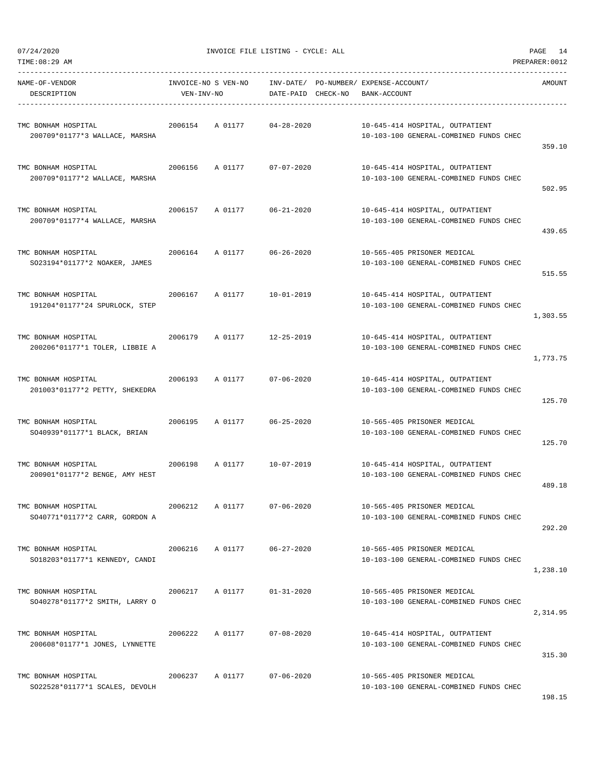| NAME-OF-VENDOR DESCRIPTION | INVOICE-NO S VEN-NO VEN-INV-NO | INV-DATE/ DATE-PAID | PO-NUMBER/ CHECK-NO | EXPENSE-ACCOUNT/ BANK-ACCOUNT | AMOUNT |
|---|---|---|---|---|---|
| TMC BONHAM HOSPITAL 200709*01177*3 WALLACE, MARSHA | 2006154 A 01177 | 04-28-2020 | | 10-645-414 HOSPITAL, OUTPATIENT 10-103-100 GENERAL-COMBINED FUNDS CHEC | 359.10 |
| TMC BONHAM HOSPITAL 200709*01177*2 WALLACE, MARSHA | 2006156 A 01177 | 07-07-2020 | | 10-645-414 HOSPITAL, OUTPATIENT 10-103-100 GENERAL-COMBINED FUNDS CHEC | 502.95 |
| TMC BONHAM HOSPITAL 200709*01177*4 WALLACE, MARSHA | 2006157 A 01177 | 06-21-2020 | | 10-645-414 HOSPITAL, OUTPATIENT 10-103-100 GENERAL-COMBINED FUNDS CHEC | 439.65 |
| TMC BONHAM HOSPITAL SO23194*01177*2 NOAKER, JAMES | 2006164 A 01177 | 06-26-2020 | | 10-565-405 PRISONER MEDICAL 10-103-100 GENERAL-COMBINED FUNDS CHEC | 515.55 |
| TMC BONHAM HOSPITAL 191204*01177*24 SPURLOCK, STEP | 2006167 A 01177 | 10-01-2019 | | 10-645-414 HOSPITAL, OUTPATIENT 10-103-100 GENERAL-COMBINED FUNDS CHEC | 1,303.55 |
| TMC BONHAM HOSPITAL 200206*01177*1 TOLER, LIBBIE A | 2006179 A 01177 | 12-25-2019 | | 10-645-414 HOSPITAL, OUTPATIENT 10-103-100 GENERAL-COMBINED FUNDS CHEC | 1,773.75 |
| TMC BONHAM HOSPITAL 201003*01177*2 PETTY, SHEKEDRA | 2006193 A 01177 | 07-06-2020 | | 10-645-414 HOSPITAL, OUTPATIENT 10-103-100 GENERAL-COMBINED FUNDS CHEC | 125.70 |
| TMC BONHAM HOSPITAL SO40939*01177*1 BLACK, BRIAN | 2006195 A 01177 | 06-25-2020 | | 10-565-405 PRISONER MEDICAL 10-103-100 GENERAL-COMBINED FUNDS CHEC | 125.70 |
| TMC BONHAM HOSPITAL 200901*01177*2 BENGE, AMY HEST | 2006198 A 01177 | 10-07-2019 | | 10-645-414 HOSPITAL, OUTPATIENT 10-103-100 GENERAL-COMBINED FUNDS CHEC | 489.18 |
| TMC BONHAM HOSPITAL SO40771*01177*2 CARR, GORDON A | 2006212 A 01177 | 07-06-2020 | | 10-565-405 PRISONER MEDICAL 10-103-100 GENERAL-COMBINED FUNDS CHEC | 292.20 |
| TMC BONHAM HOSPITAL SO18203*01177*1 KENNEDY, CANDI | 2006216 A 01177 | 06-27-2020 | | 10-565-405 PRISONER MEDICAL 10-103-100 GENERAL-COMBINED FUNDS CHEC | 1,238.10 |
| TMC BONHAM HOSPITAL SO40278*01177*2 SMITH, LARRY O | 2006217 A 01177 | 01-31-2020 | | 10-565-405 PRISONER MEDICAL 10-103-100 GENERAL-COMBINED FUNDS CHEC | 2,314.95 |
| TMC BONHAM HOSPITAL 200608*01177*1 JONES, LYNNETTE | 2006222 A 01177 | 07-08-2020 | | 10-645-414 HOSPITAL, OUTPATIENT 10-103-100 GENERAL-COMBINED FUNDS CHEC | 315.30 |
| TMC BONHAM HOSPITAL SO22528*01177*1 SCALES, DEVOLH | 2006237 A 01177 | 07-06-2020 | | 10-565-405 PRISONER MEDICAL 10-103-100 GENERAL-COMBINED FUNDS CHEC | 198.15 |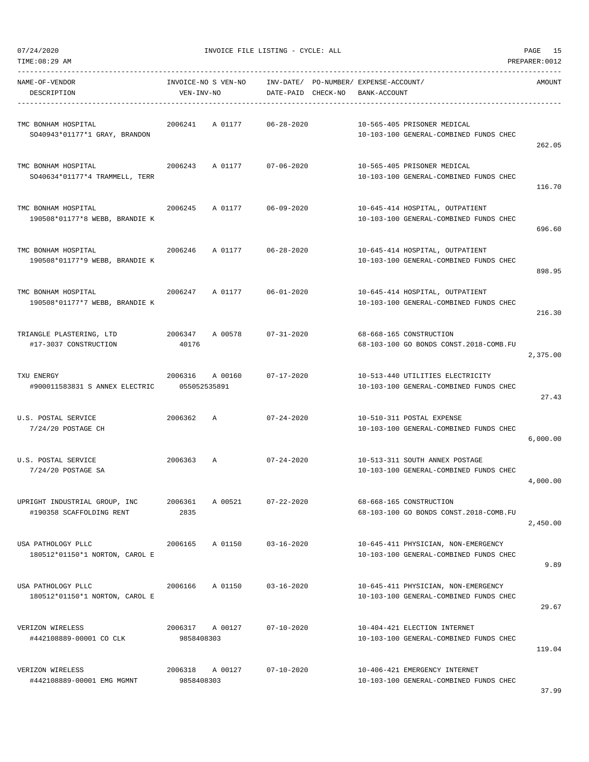07/24/2020 INVOICE FILE LISTING - CYCLE: ALL

TIME:08:29 AM PREPARER:0012

| NAME-OF-VENDOR / DESCRIPTION | INVOICE-NO S VEN-NO / VEN-INV-NO | INV-DATE/ DATE-PAID | PO-NUMBER/ CHECK-NO | EXPENSE-ACCOUNT/ BANK-ACCOUNT | AMOUNT |
|---|---|---|---|---|---|
| TMC BONHAM HOSPITAL<br>SO40943*01177*1 GRAY, BRANDON | 2006241 A 01177 | 06-28-2020 | | 10-565-405 PRISONER MEDICAL<br>10-103-100 GENERAL-COMBINED FUNDS CHEC | 262.05 |
| TMC BONHAM HOSPITAL<br>SO40634*01177*4 TRAMMELL, TERR | 2006243 A 01177 | 07-06-2020 | | 10-565-405 PRISONER MEDICAL<br>10-103-100 GENERAL-COMBINED FUNDS CHEC | 116.70 |
| TMC BONHAM HOSPITAL<br>190508*01177*8 WEBB, BRANDIE K | 2006245 A 01177 | 06-09-2020 | | 10-645-414 HOSPITAL, OUTPATIENT<br>10-103-100 GENERAL-COMBINED FUNDS CHEC | 696.60 |
| TMC BONHAM HOSPITAL<br>190508*01177*9 WEBB, BRANDIE K | 2006246 A 01177 | 06-28-2020 | | 10-645-414 HOSPITAL, OUTPATIENT<br>10-103-100 GENERAL-COMBINED FUNDS CHEC | 898.95 |
| TMC BONHAM HOSPITAL<br>190508*01177*7 WEBB, BRANDIE K | 2006247 A 01177 | 06-01-2020 | | 10-645-414 HOSPITAL, OUTPATIENT<br>10-103-100 GENERAL-COMBINED FUNDS CHEC | 216.30 |
| TRIANGLE PLASTERING, LTD<br>#17-3037 CONSTRUCTION | 2006347 A 00578<br>40176 | 07-31-2020 | | 68-668-165 CONSTRUCTION<br>68-103-100 GO BONDS CONST.2018-COMB.FU | 2,375.00 |
| TXU ENERGY<br>#900011583831 S ANNEX ELECTRIC | 2006316 A 00160<br>055052535891 | 07-17-2020 | | 10-513-440 UTILITIES ELECTRICITY<br>10-103-100 GENERAL-COMBINED FUNDS CHEC | 27.43 |
| U.S. POSTAL SERVICE<br>7/24/20 POSTAGE CH | 2006362 A | 07-24-2020 | | 10-510-311 POSTAL EXPENSE<br>10-103-100 GENERAL-COMBINED FUNDS CHEC | 6,000.00 |
| U.S. POSTAL SERVICE<br>7/24/20 POSTAGE SA | 2006363 A | 07-24-2020 | | 10-513-311 SOUTH ANNEX POSTAGE<br>10-103-100 GENERAL-COMBINED FUNDS CHEC | 4,000.00 |
| UPRIGHT INDUSTRIAL GROUP, INC<br>#190358 SCAFFOLDING RENT | 2006361 A 00521<br>2835 | 07-22-2020 | | 68-668-165 CONSTRUCTION<br>68-103-100 GO BONDS CONST.2018-COMB.FU | 2,450.00 |
| USA PATHOLOGY PLLC<br>180512*01150*1 NORTON, CAROL E | 2006165 A 01150 | 03-16-2020 | | 10-645-411 PHYSICIAN, NON-EMERGENCY<br>10-103-100 GENERAL-COMBINED FUNDS CHEC | 9.89 |
| USA PATHOLOGY PLLC<br>180512*01150*1 NORTON, CAROL E | 2006166 A 01150 | 03-16-2020 | | 10-645-411 PHYSICIAN, NON-EMERGENCY<br>10-103-100 GENERAL-COMBINED FUNDS CHEC | 29.67 |
| VERIZON WIRELESS<br>#442108889-00001 CO CLK | 2006317 A 00127<br>9858408303 | 07-10-2020 | | 10-404-421 ELECTION INTERNET<br>10-103-100 GENERAL-COMBINED FUNDS CHEC | 119.04 |
| VERIZON WIRELESS<br>#442108889-00001 EMG MGMNT | 2006318 A 00127<br>9858408303 | 07-10-2020 | | 10-406-421 EMERGENCY INTERNET<br>10-103-100 GENERAL-COMBINED FUNDS CHEC | 37.99 |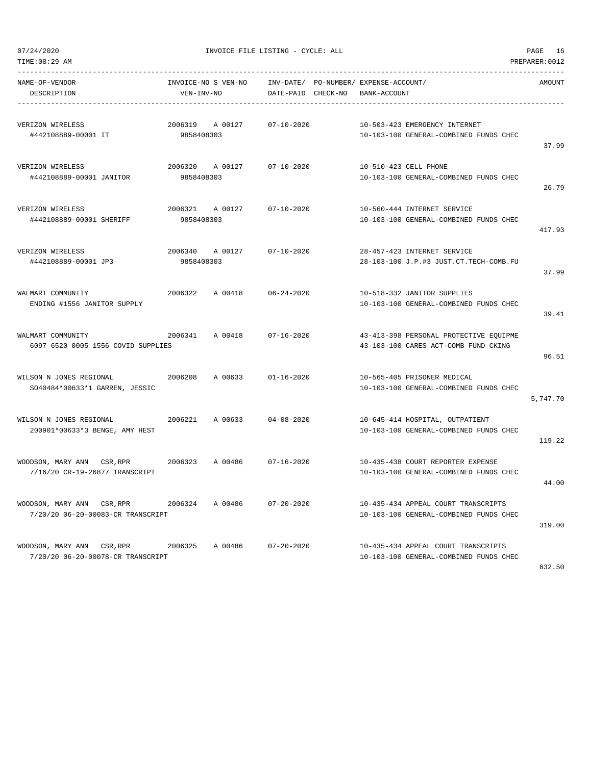| NAME-OF-VENDOR DESCRIPTION | INVOICE-NO S VEN-NO VEN-INV-NO | INV-DATE/ DATE-PAID | PO-NUMBER/ CHECK-NO | EXPENSE-ACCOUNT/ BANK-ACCOUNT | AMOUNT |
|---|---|---|---|---|---|
| VERIZON WIRELESS #442108889-00001 IT | 2006319 A 00127 9858408303 | 07-10-2020 | | 10-503-423 EMERGENCY INTERNET 10-103-100 GENERAL-COMBINED FUNDS CHEC | 37.99 |
| VERIZON WIRELESS #442108889-00001 JANITOR | 2006320 A 00127 9858408303 | 07-10-2020 | | 10-510-423 CELL PHONE 10-103-100 GENERAL-COMBINED FUNDS CHEC | 26.79 |
| VERIZON WIRELESS #442108889-00001 SHERIFF | 2006321 A 00127 9858408303 | 07-10-2020 | | 10-560-444 INTERNET SERVICE 10-103-100 GENERAL-COMBINED FUNDS CHEC | 417.93 |
| VERIZON WIRELESS #442108889-00001 JP3 | 2006340 A 00127 9858408303 | 07-10-2020 | | 28-457-423 INTERNET SERVICE 28-103-100 J.P.#3 JUST.CT.TECH-COMB.FU | 37.99 |
| WALMART COMMUNITY ENDING #1556 JANITOR SUPPLY | 2006322 A 00418 | 06-24-2020 | | 10-518-332 JANITOR SUPPLIES 10-103-100 GENERAL-COMBINED FUNDS CHEC | 39.41 |
| WALMART COMMUNITY 6097 6520 0005 1556 COVID SUPPLIES | 2006341 A 00418 | 07-16-2020 | | 43-413-398 PERSONAL PROTECTIVE EQUIPME 43-103-100 CARES ACT-COMB FUND CKING | 96.51 |
| WILSON N JONES REGIONAL SO40484*00633*1 GARREN, JESSIC | 2006208 A 00633 | 01-16-2020 | | 10-565-405 PRISONER MEDICAL 10-103-100 GENERAL-COMBINED FUNDS CHEC | 5,747.70 |
| WILSON N JONES REGIONAL 200901*00633*3 BENGE, AMY HEST | 2006221 A 00633 | 04-08-2020 | | 10-645-414 HOSPITAL, OUTPATIENT 10-103-100 GENERAL-COMBINED FUNDS CHEC | 119.22 |
| WOODSON, MARY ANN CSR,RPR 7/16/20 CR-19-26877 TRANSCRIPT | 2006323 A 00486 | 07-16-2020 | | 10-435-438 COURT REPORTER EXPENSE 10-103-100 GENERAL-COMBINED FUNDS CHEC | 44.00 |
| WOODSON, MARY ANN CSR,RPR 7/20/20 06-20-00083-CR TRANSCRIPT | 2006324 A 00486 | 07-20-2020 | | 10-435-434 APPEAL COURT TRANSCRIPTS 10-103-100 GENERAL-COMBINED FUNDS CHEC | 319.00 |
| WOODSON, MARY ANN CSR,RPR 7/20/20 06-20-00078-CR TRANSCRIPT | 2006325 A 00486 | 07-20-2020 | | 10-435-434 APPEAL COURT TRANSCRIPTS 10-103-100 GENERAL-COMBINED FUNDS CHEC | 632.50 |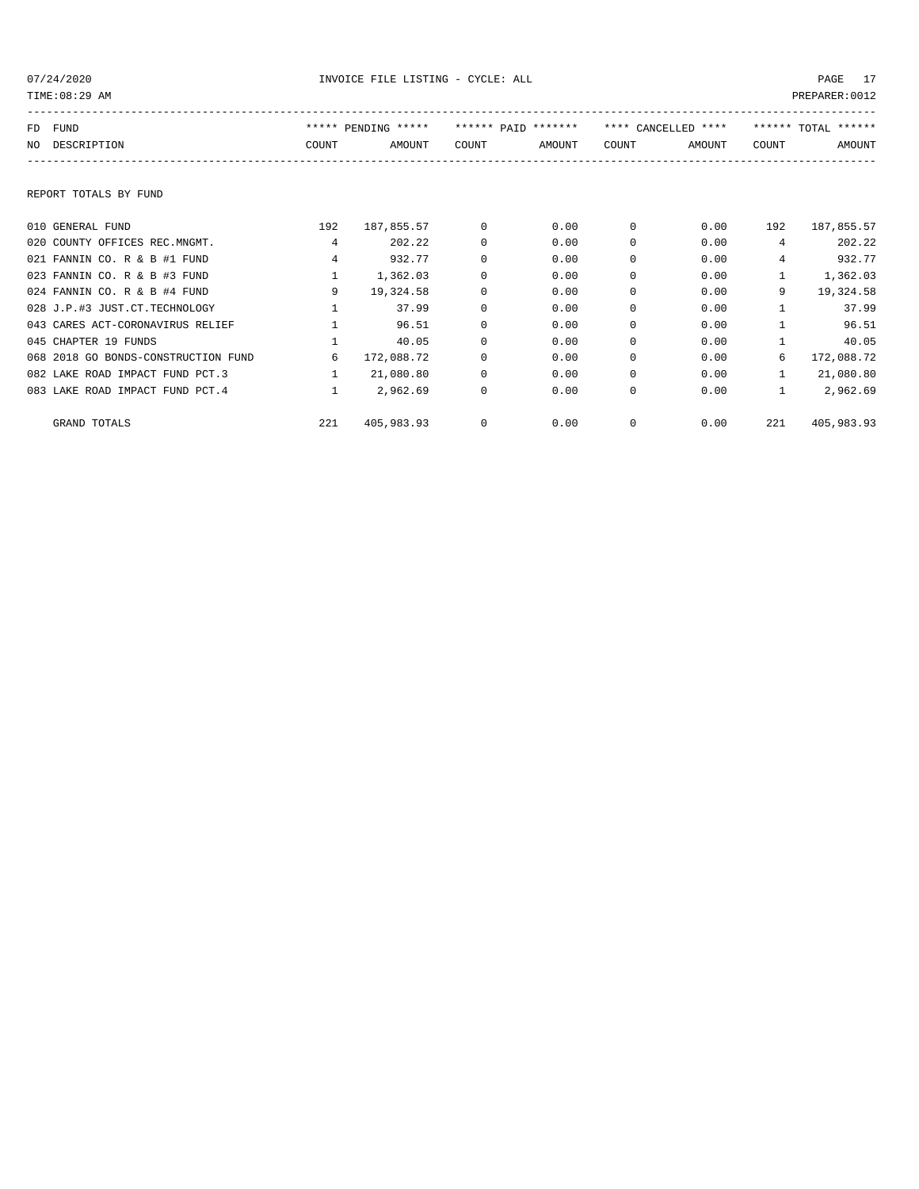07/24/2020 INVOICE FILE LISTING - CYCLE: ALL

TIME:08:29 AM PREPARER:0012

| FD NO | FUND DESCRIPTION | ***** PENDING ***** COUNT | AMOUNT | ****** PAID ******* COUNT | AMOUNT | **** CANCELLED **** COUNT | AMOUNT | ****** TOTAL ****** COUNT | AMOUNT |
|---|---|---|---|---|---|---|---|---|---|

REPORT TOTALS BY FUND

| FD NO | FUND DESCRIPTION | PENDING COUNT | PENDING AMOUNT | PAID COUNT | PAID AMOUNT | CANCELLED COUNT | CANCELLED AMOUNT | TOTAL COUNT | TOTAL AMOUNT |
|---|---|---|---|---|---|---|---|---|---|
| 010 | GENERAL FUND | 192 | 187,855.57 | 0 | 0.00 | 0 | 0.00 | 192 | 187,855.57 |
| 020 | COUNTY OFFICES REC.MNGMT. | 4 | 202.22 | 0 | 0.00 | 0 | 0.00 | 4 | 202.22 |
| 021 | FANNIN CO. R & B #1 FUND | 4 | 932.77 | 0 | 0.00 | 0 | 0.00 | 4 | 932.77 |
| 023 | FANNIN CO. R & B #3 FUND | 1 | 1,362.03 | 0 | 0.00 | 0 | 0.00 | 1 | 1,362.03 |
| 024 | FANNIN CO. R & B #4 FUND | 9 | 19,324.58 | 0 | 0.00 | 0 | 0.00 | 9 | 19,324.58 |
| 028 | J.P.#3 JUST.CT.TECHNOLOGY | 1 | 37.99 | 0 | 0.00 | 0 | 0.00 | 1 | 37.99 |
| 043 | CARES ACT-CORONAVIRUS RELIEF | 1 | 96.51 | 0 | 0.00 | 0 | 0.00 | 1 | 96.51 |
| 045 | CHAPTER 19 FUNDS | 1 | 40.05 | 0 | 0.00 | 0 | 0.00 | 1 | 40.05 |
| 068 | 2018 GO BONDS-CONSTRUCTION FUND | 6 | 172,088.72 | 0 | 0.00 | 0 | 0.00 | 6 | 172,088.72 |
| 082 | LAKE ROAD IMPACT FUND PCT.3 | 1 | 21,080.80 | 0 | 0.00 | 0 | 0.00 | 1 | 21,080.80 |
| 083 | LAKE ROAD IMPACT FUND PCT.4 | 1 | 2,962.69 | 0 | 0.00 | 0 | 0.00 | 1 | 2,962.69 |
| | GRAND TOTALS | 221 | 405,983.93 | 0 | 0.00 | 0 | 0.00 | 221 | 405,983.93 |